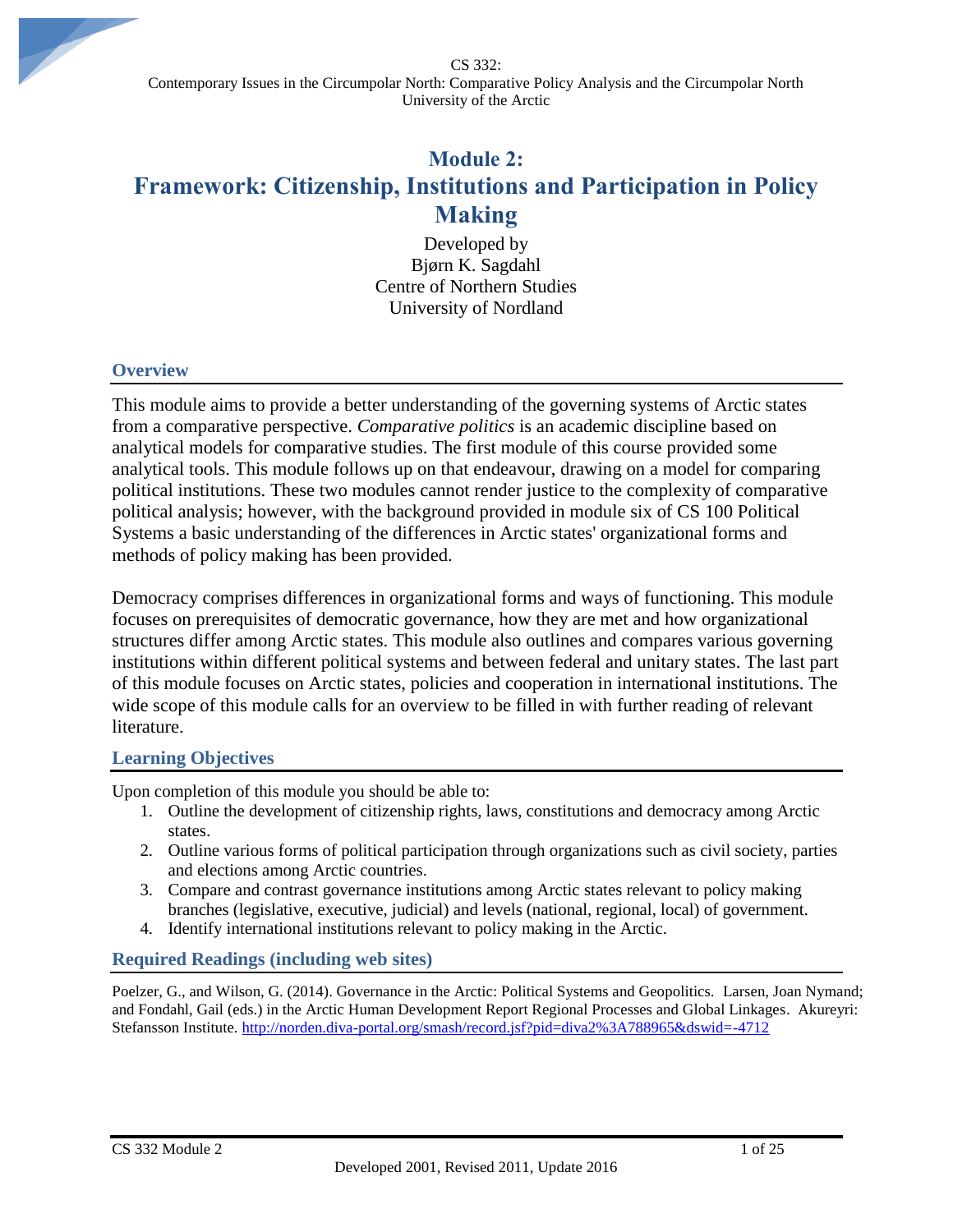CS 332:
Contemporary Issues in the Circumpolar North: Comparative Policy Analysis and the Circumpolar North
University of the Arctic

# Module 2:
# Framework: Citizenship, Institutions and Participation in Policy Making

Developed by
Bjørn K. Sagdahl
Centre of Northern Studies
University of Nordland

## Overview

This module aims to provide a better understanding of the governing systems of Arctic states from a comparative perspective. *Comparative politics* is an academic discipline based on analytical models for comparative studies. The first module of this course provided some analytical tools. This module follows up on that endeavour, drawing on a model for comparing political institutions. These two modules cannot render justice to the complexity of comparative political analysis; however, with the background provided in module six of CS 100 Political Systems a basic understanding of the differences in Arctic states' organizational forms and methods of policy making has been provided.

Democracy comprises differences in organizational forms and ways of functioning. This module focuses on prerequisites of democratic governance, how they are met and how organizational structures differ among Arctic states. This module also outlines and compares various governing institutions within different political systems and between federal and unitary states. The last part of this module focuses on Arctic states, policies and cooperation in international institutions. The wide scope of this module calls for an overview to be filled in with further reading of relevant literature.

## Learning Objectives

Upon completion of this module you should be able to:

1. Outline the development of citizenship rights, laws, constitutions and democracy among Arctic states.
2. Outline various forms of political participation through organizations such as civil society, parties and elections among Arctic countries.
3. Compare and contrast governance institutions among Arctic states relevant to policy making branches (legislative, executive, judicial) and levels (national, regional, local) of government.
4. Identify international institutions relevant to policy making in the Arctic.

## Required Readings (including web sites)

Poelzer, G., and Wilson, G. (2014). Governance in the Arctic: Political Systems and Geopolitics. Larsen, Joan Nymand; and Fondahl, Gail (eds.) in the Arctic Human Development Report Regional Processes and Global Linkages. Akureyri: Stefansson Institute. http://norden.diva-portal.org/smash/record.jsf?pid=diva2%3A788965&dswid=-4712

Developed 2001, Revised 2011, Update 2016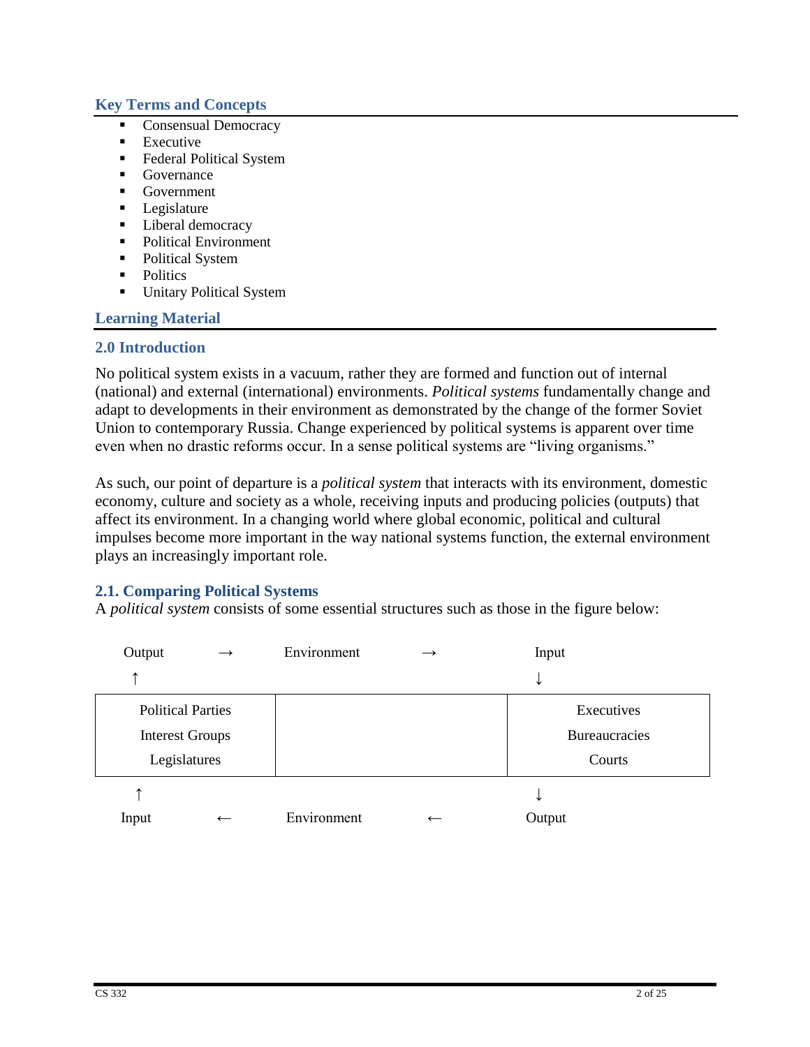## Key Terms and Concepts

- Consensual Democracy
- Executive
- Federal Political System
- Governance
- Government
- Legislature
- Liberal democracy
- Political Environment
- Political System
- Politics
- Unitary Political System

## Learning Material

### 2.0 Introduction

No political system exists in a vacuum, rather they are formed and function out of internal (national) and external (international) environments. *Political systems* fundamentally change and adapt to developments in their environment as demonstrated by the change of the former Soviet Union to contemporary Russia. Change experienced by political systems is apparent over time even when no drastic reforms occur. In a sense political systems are "living organisms."

As such, our point of departure is a *political system* that interacts with its environment, domestic economy, culture and society as a whole, receiving inputs and producing policies (outputs) that affect its environment. In a changing world where global economic, political and cultural impulses become more important in the way national systems function, the external environment plays an increasingly important role.

### 2.1. Comparing Political Systems

A *political system* consists of some essential structures such as those in the figure below:

| Output → | Environment → | Input |
|---|---|---|
| ↑ | | ↓ |
| Political Parties<br>Interest Groups<br>Legislatures | | Executives<br>Bureaucracies<br>Courts |
| ↑ | | ↓ |
| Input ← | Environment ← | Output |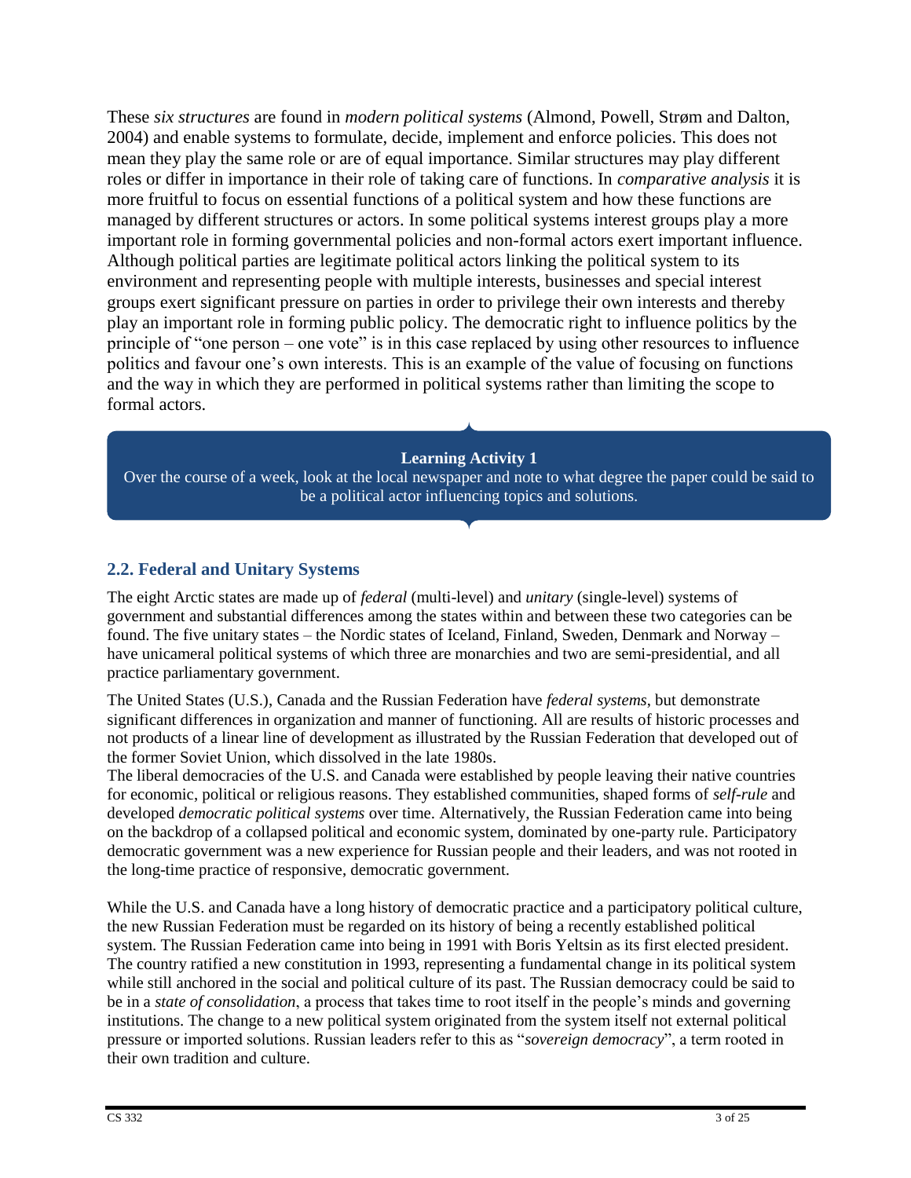These *six structures* are found in *modern political systems* (Almond, Powell, Strøm and Dalton, 2004) and enable systems to formulate, decide, implement and enforce policies. This does not mean they play the same role or are of equal importance. Similar structures may play different roles or differ in importance in their role of taking care of functions. In *comparative analysis* it is more fruitful to focus on essential functions of a political system and how these functions are managed by different structures or actors. In some political systems interest groups play a more important role in forming governmental policies and non-formal actors exert important influence. Although political parties are legitimate political actors linking the political system to its environment and representing people with multiple interests, businesses and special interest groups exert significant pressure on parties in order to privilege their own interests and thereby play an important role in forming public policy. The democratic right to influence politics by the principle of "one person – one vote" is in this case replaced by using other resources to influence politics and favour one's own interests. This is an example of the value of focusing on functions and the way in which they are performed in political systems rather than limiting the scope to formal actors.

> **Learning Activity 1**
>
> Over the course of a week, look at the local newspaper and note to what degree the paper could be said to be a political actor influencing topics and solutions.

## 2.2. Federal and Unitary Systems

The eight Arctic states are made up of *federal* (multi-level) and *unitary* (single-level) systems of government and substantial differences among the states within and between these two categories can be found. The five unitary states – the Nordic states of Iceland, Finland, Sweden, Denmark and Norway – have unicameral political systems of which three are monarchies and two are semi-presidential, and all practice parliamentary government.

The United States (U.S.), Canada and the Russian Federation have *federal systems*, but demonstrate significant differences in organization and manner of functioning. All are results of historic processes and not products of a linear line of development as illustrated by the Russian Federation that developed out of the former Soviet Union, which dissolved in the late 1980s.

The liberal democracies of the U.S. and Canada were established by people leaving their native countries for economic, political or religious reasons. They established communities, shaped forms of *self-rule* and developed *democratic political systems* over time. Alternatively, the Russian Federation came into being on the backdrop of a collapsed political and economic system, dominated by one-party rule. Participatory democratic government was a new experience for Russian people and their leaders, and was not rooted in the long-time practice of responsive, democratic government.

While the U.S. and Canada have a long history of democratic practice and a participatory political culture, the new Russian Federation must be regarded on its history of being a recently established political system. The Russian Federation came into being in 1991 with Boris Yeltsin as its first elected president. The country ratified a new constitution in 1993, representing a fundamental change in its political system while still anchored in the social and political culture of its past. The Russian democracy could be said to be in a *state of consolidation*, a process that takes time to root itself in the people's minds and governing institutions. The change to a new political system originated from the system itself not external political pressure or imported solutions. Russian leaders refer to this as "*sovereign democracy*", a term rooted in their own tradition and culture.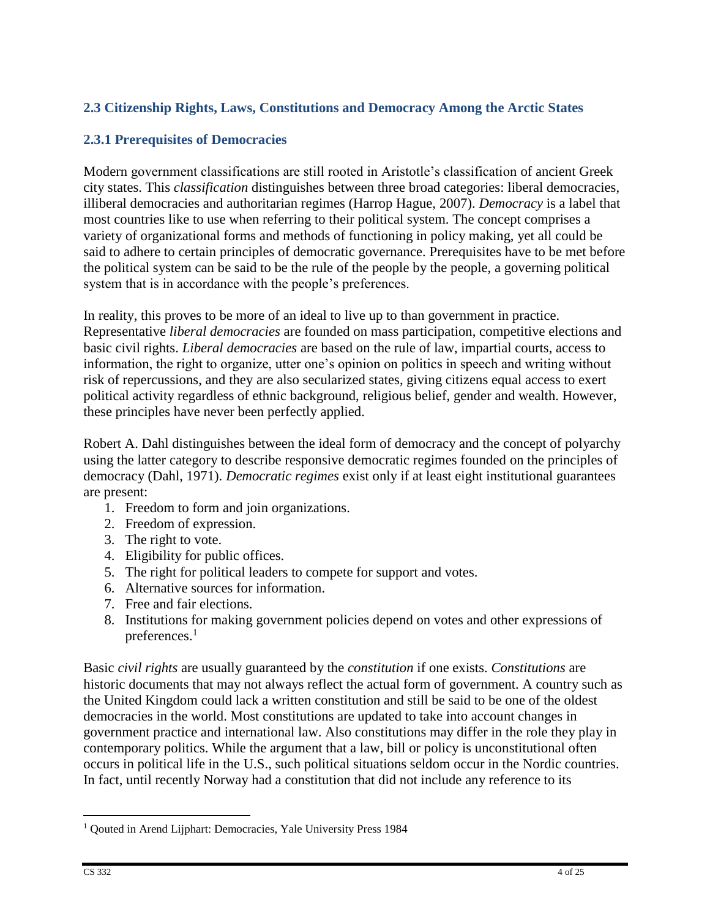## 2.3 Citizenship Rights, Laws, Constitutions and Democracy Among the Arctic States

### 2.3.1 Prerequisites of Democracies

Modern government classifications are still rooted in Aristotle's classification of ancient Greek city states. This *classification* distinguishes between three broad categories: liberal democracies, illiberal democracies and authoritarian regimes (Harrop Hague, 2007). *Democracy* is a label that most countries like to use when referring to their political system. The concept comprises a variety of organizational forms and methods of functioning in policy making, yet all could be said to adhere to certain principles of democratic governance. Prerequisites have to be met before the political system can be said to be the rule of the people by the people, a governing political system that is in accordance with the people's preferences.

In reality, this proves to be more of an ideal to live up to than government in practice. Representative *liberal democracies* are founded on mass participation, competitive elections and basic civil rights. *Liberal democracies* are based on the rule of law, impartial courts, access to information, the right to organize, utter one's opinion on politics in speech and writing without risk of repercussions, and they are also secularized states, giving citizens equal access to exert political activity regardless of ethnic background, religious belief, gender and wealth. However, these principles have never been perfectly applied.

Robert A. Dahl distinguishes between the ideal form of democracy and the concept of polyarchy using the latter category to describe responsive democratic regimes founded on the principles of democracy (Dahl, 1971). *Democratic regimes* exist only if at least eight institutional guarantees are present:

1. Freedom to form and join organizations.
2. Freedom of expression.
3. The right to vote.
4. Eligibility for public offices.
5. The right for political leaders to compete for support and votes.
6. Alternative sources for information.
7. Free and fair elections.
8. Institutions for making government policies depend on votes and other expressions of preferences.[1]

Basic *civil rights* are usually guaranteed by the *constitution* if one exists. *Constitutions* are historic documents that may not always reflect the actual form of government. A country such as the United Kingdom could lack a written constitution and still be said to be one of the oldest democracies in the world. Most constitutions are updated to take into account changes in government practice and international law. Also constitutions may differ in the role they play in contemporary politics. While the argument that a law, bill or policy is unconstitutional often occurs in political life in the U.S., such political situations seldom occur in the Nordic countries. In fact, until recently Norway had a constitution that did not include any reference to its

[1] Qouted in Arend Lijphart: Democracies, Yale University Press 1984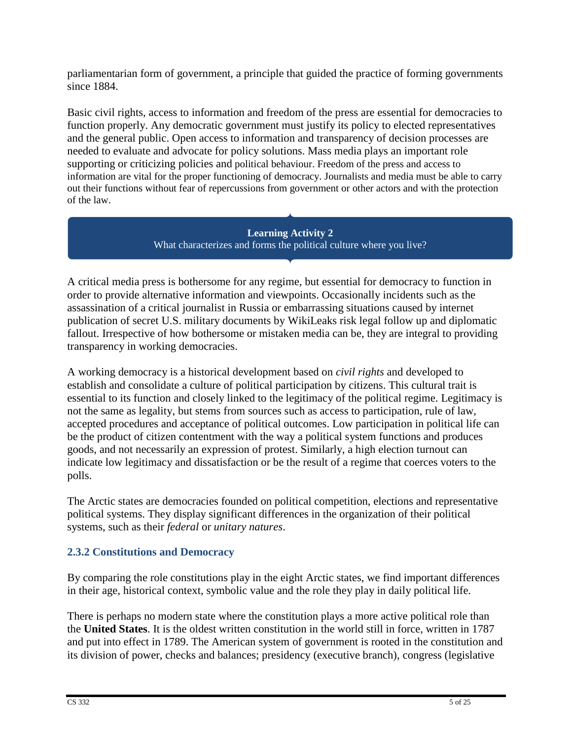parliamentarian form of government, a principle that guided the practice of forming governments since 1884.

Basic civil rights, access to information and freedom of the press are essential for democracies to function properly. Any democratic government must justify its policy to elected representatives and the general public. Open access to information and transparency of decision processes are needed to evaluate and advocate for policy solutions. Mass media plays an important role supporting or criticizing policies and political behaviour. Freedom of the press and access to information are vital for the proper functioning of democracy. Journalists and media must be able to carry out their functions without fear of repercussions from government or other actors and with the protection of the law.

> **Learning Activity 2**
> What characterizes and forms the political culture where you live?

A critical media press is bothersome for any regime, but essential for democracy to function in order to provide alternative information and viewpoints. Occasionally incidents such as the assassination of a critical journalist in Russia or embarrassing situations caused by internet publication of secret U.S. military documents by WikiLeaks risk legal follow up and diplomatic fallout. Irrespective of how bothersome or mistaken media can be, they are integral to providing transparency in working democracies.

A working democracy is a historical development based on *civil rights* and developed to establish and consolidate a culture of political participation by citizens. This cultural trait is essential to its function and closely linked to the legitimacy of the political regime. Legitimacy is not the same as legality, but stems from sources such as access to participation, rule of law, accepted procedures and acceptance of political outcomes. Low participation in political life can be the product of citizen contentment with the way a political system functions and produces goods, and not necessarily an expression of protest. Similarly, a high election turnout can indicate low legitimacy and dissatisfaction or be the result of a regime that coerces voters to the polls.

The Arctic states are democracies founded on political competition, elections and representative political systems. They display significant differences in the organization of their political systems, such as their *federal* or *unitary natures*.

### 2.3.2 Constitutions and Democracy

By comparing the role constitutions play in the eight Arctic states, we find important differences in their age, historical context, symbolic value and the role they play in daily political life.

There is perhaps no modern state where the constitution plays a more active political role than the **United States**. It is the oldest written constitution in the world still in force, written in 1787 and put into effect in 1789. The American system of government is rooted in the constitution and its division of power, checks and balances; presidency (executive branch), congress (legislative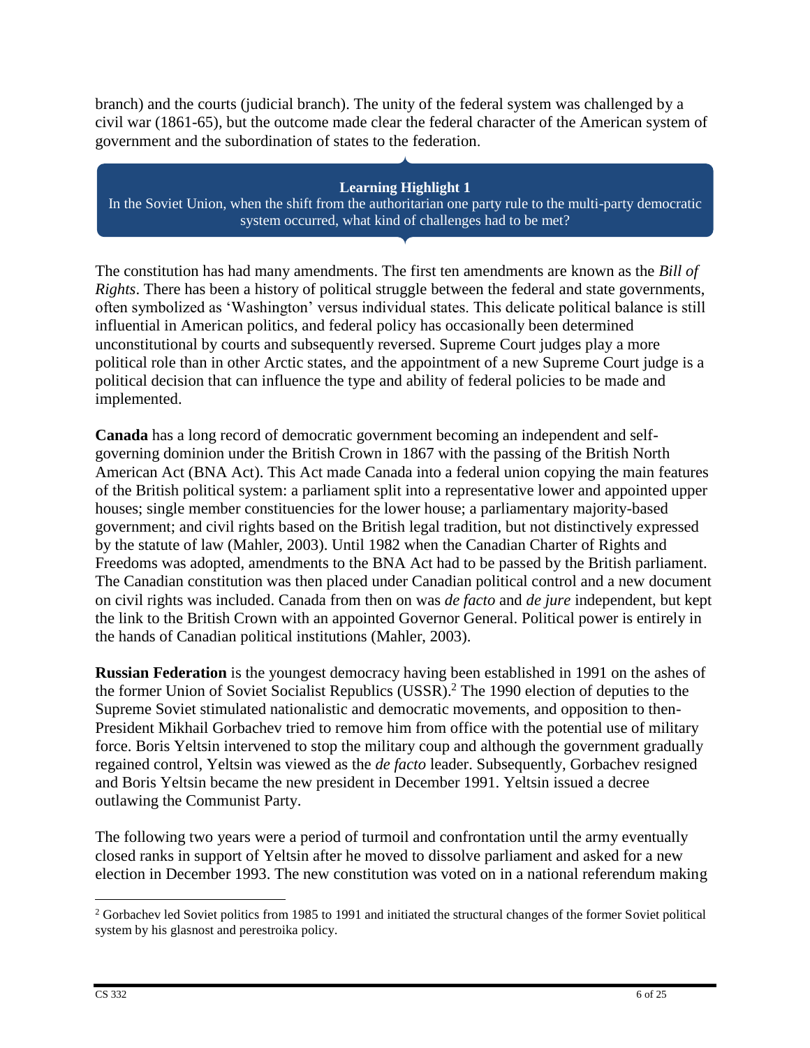branch) and the courts (judicial branch). The unity of the federal system was challenged by a civil war (1861-65), but the outcome made clear the federal character of the American system of government and the subordination of states to the federation.

> **Learning Highlight 1**
> In the Soviet Union, when the shift from the authoritarian one party rule to the multi-party democratic system occurred, what kind of challenges had to be met?

The constitution has had many amendments. The first ten amendments are known as the *Bill of Rights*. There has been a history of political struggle between the federal and state governments, often symbolized as 'Washington' versus individual states. This delicate political balance is still influential in American politics, and federal policy has occasionally been determined unconstitutional by courts and subsequently reversed. Supreme Court judges play a more political role than in other Arctic states, and the appointment of a new Supreme Court judge is a political decision that can influence the type and ability of federal policies to be made and implemented.

**Canada** has a long record of democratic government becoming an independent and self-governing dominion under the British Crown in 1867 with the passing of the British North American Act (BNA Act). This Act made Canada into a federal union copying the main features of the British political system: a parliament split into a representative lower and appointed upper houses; single member constituencies for the lower house; a parliamentary majority-based government; and civil rights based on the British legal tradition, but not distinctively expressed by the statute of law (Mahler, 2003). Until 1982 when the Canadian Charter of Rights and Freedoms was adopted, amendments to the BNA Act had to be passed by the British parliament. The Canadian constitution was then placed under Canadian political control and a new document on civil rights was included. Canada from then on was *de facto* and *de jure* independent, but kept the link to the British Crown with an appointed Governor General. Political power is entirely in the hands of Canadian political institutions (Mahler, 2003).

**Russian Federation** is the youngest democracy having been established in 1991 on the ashes of the former Union of Soviet Socialist Republics (USSR).[2] The 1990 election of deputies to the Supreme Soviet stimulated nationalistic and democratic movements, and opposition to then-President Mikhail Gorbachev tried to remove him from office with the potential use of military force. Boris Yeltsin intervened to stop the military coup and although the government gradually regained control, Yeltsin was viewed as the *de facto* leader. Subsequently, Gorbachev resigned and Boris Yeltsin became the new president in December 1991. Yeltsin issued a decree outlawing the Communist Party.

The following two years were a period of turmoil and confrontation until the army eventually closed ranks in support of Yeltsin after he moved to dissolve parliament and asked for a new election in December 1993. The new constitution was voted on in a national referendum making

---

[2] Gorbachev led Soviet politics from 1985 to 1991 and initiated the structural changes of the former Soviet political system by his glasnost and perestroika policy.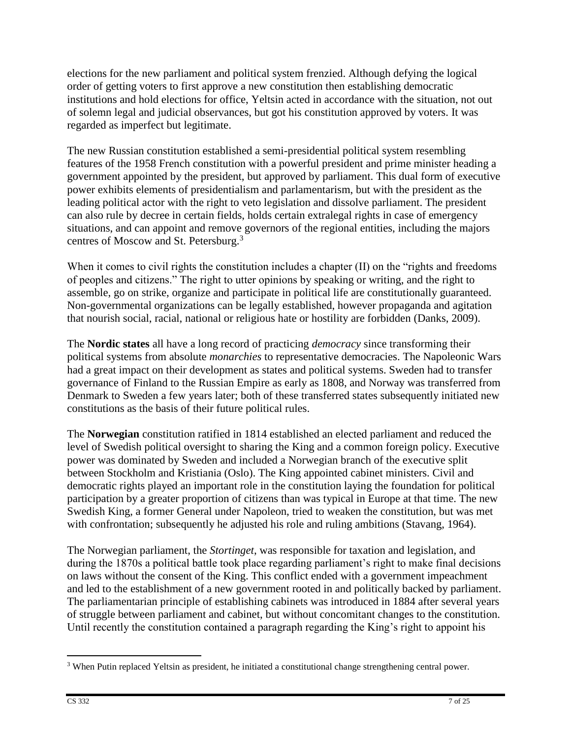elections for the new parliament and political system frenzied. Although defying the logical order of getting voters to first approve a new constitution then establishing democratic institutions and hold elections for office, Yeltsin acted in accordance with the situation, not out of solemn legal and judicial observances, but got his constitution approved by voters. It was regarded as imperfect but legitimate.

The new Russian constitution established a semi-presidential political system resembling features of the 1958 French constitution with a powerful president and prime minister heading a government appointed by the president, but approved by parliament. This dual form of executive power exhibits elements of presidentialism and parlamentarism, but with the president as the leading political actor with the right to veto legislation and dissolve parliament. The president can also rule by decree in certain fields, holds certain extralegal rights in case of emergency situations, and can appoint and remove governors of the regional entities, including the majors centres of Moscow and St. Petersburg.[3]

When it comes to civil rights the constitution includes a chapter (II) on the "rights and freedoms of peoples and citizens." The right to utter opinions by speaking or writing, and the right to assemble, go on strike, organize and participate in political life are constitutionally guaranteed. Non-governmental organizations can be legally established, however propaganda and agitation that nourish social, racial, national or religious hate or hostility are forbidden (Danks, 2009).

The **Nordic states** all have a long record of practicing *democracy* since transforming their political systems from absolute *monarchies* to representative democracies. The Napoleonic Wars had a great impact on their development as states and political systems. Sweden had to transfer governance of Finland to the Russian Empire as early as 1808, and Norway was transferred from Denmark to Sweden a few years later; both of these transferred states subsequently initiated new constitutions as the basis of their future political rules.

The **Norwegian** constitution ratified in 1814 established an elected parliament and reduced the level of Swedish political oversight to sharing the King and a common foreign policy. Executive power was dominated by Sweden and included a Norwegian branch of the executive split between Stockholm and Kristiania (Oslo). The King appointed cabinet ministers. Civil and democratic rights played an important role in the constitution laying the foundation for political participation by a greater proportion of citizens than was typical in Europe at that time. The new Swedish King, a former General under Napoleon, tried to weaken the constitution, but was met with confrontation; subsequently he adjusted his role and ruling ambitions (Stavang, 1964).

The Norwegian parliament, the *Stortinget*, was responsible for taxation and legislation, and during the 1870s a political battle took place regarding parliament's right to make final decisions on laws without the consent of the King. This conflict ended with a government impeachment and led to the establishment of a new government rooted in and politically backed by parliament. The parliamentarian principle of establishing cabinets was introduced in 1884 after several years of struggle between parliament and cabinet, but without concomitant changes to the constitution. Until recently the constitution contained a paragraph regarding the King's right to appoint his

---

[3] When Putin replaced Yeltsin as president, he initiated a constitutional change strengthening central power.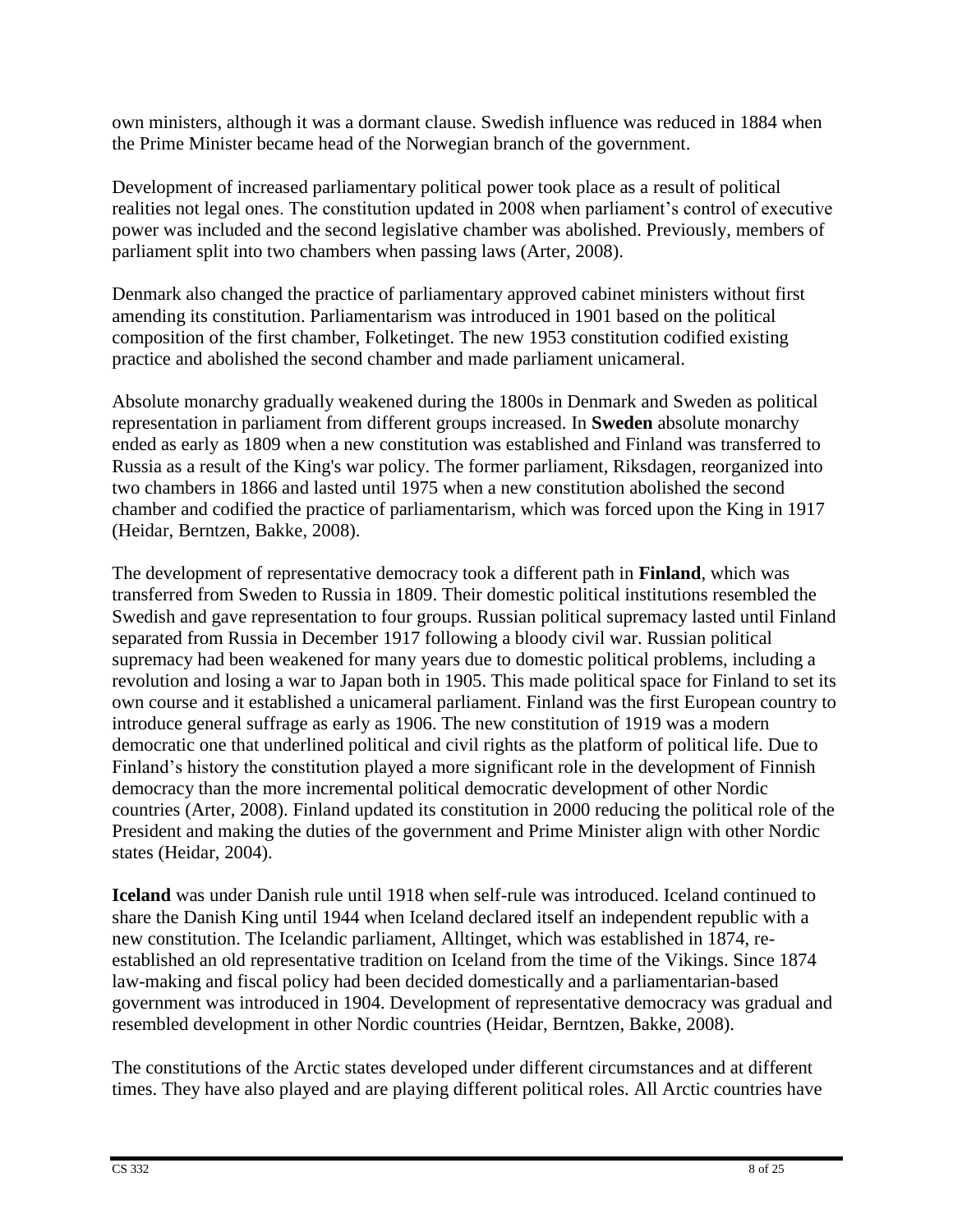own ministers, although it was a dormant clause. Swedish influence was reduced in 1884 when the Prime Minister became head of the Norwegian branch of the government.

Development of increased parliamentary political power took place as a result of political realities not legal ones. The constitution updated in 2008 when parliament's control of executive power was included and the second legislative chamber was abolished. Previously, members of parliament split into two chambers when passing laws (Arter, 2008).

Denmark also changed the practice of parliamentary approved cabinet ministers without first amending its constitution. Parliamentarism was introduced in 1901 based on the political composition of the first chamber, Folketinget. The new 1953 constitution codified existing practice and abolished the second chamber and made parliament unicameral.

Absolute monarchy gradually weakened during the 1800s in Denmark and Sweden as political representation in parliament from different groups increased. In **Sweden** absolute monarchy ended as early as 1809 when a new constitution was established and Finland was transferred to Russia as a result of the King's war policy. The former parliament, Riksdagen, reorganized into two chambers in 1866 and lasted until 1975 when a new constitution abolished the second chamber and codified the practice of parliamentarism, which was forced upon the King in 1917 (Heidar, Berntzen, Bakke, 2008).

The development of representative democracy took a different path in **Finland**, which was transferred from Sweden to Russia in 1809. Their domestic political institutions resembled the Swedish and gave representation to four groups. Russian political supremacy lasted until Finland separated from Russia in December 1917 following a bloody civil war. Russian political supremacy had been weakened for many years due to domestic political problems, including a revolution and losing a war to Japan both in 1905. This made political space for Finland to set its own course and it established a unicameral parliament. Finland was the first European country to introduce general suffrage as early as 1906. The new constitution of 1919 was a modern democratic one that underlined political and civil rights as the platform of political life. Due to Finland's history the constitution played a more significant role in the development of Finnish democracy than the more incremental political democratic development of other Nordic countries (Arter, 2008). Finland updated its constitution in 2000 reducing the political role of the President and making the duties of the government and Prime Minister align with other Nordic states (Heidar, 2004).

**Iceland** was under Danish rule until 1918 when self-rule was introduced. Iceland continued to share the Danish King until 1944 when Iceland declared itself an independent republic with a new constitution. The Icelandic parliament, Alltinget, which was established in 1874, re-established an old representative tradition on Iceland from the time of the Vikings. Since 1874 law-making and fiscal policy had been decided domestically and a parliamentarian-based government was introduced in 1904. Development of representative democracy was gradual and resembled development in other Nordic countries (Heidar, Berntzen, Bakke, 2008).

The constitutions of the Arctic states developed under different circumstances and at different times. They have also played and are playing different political roles. All Arctic countries have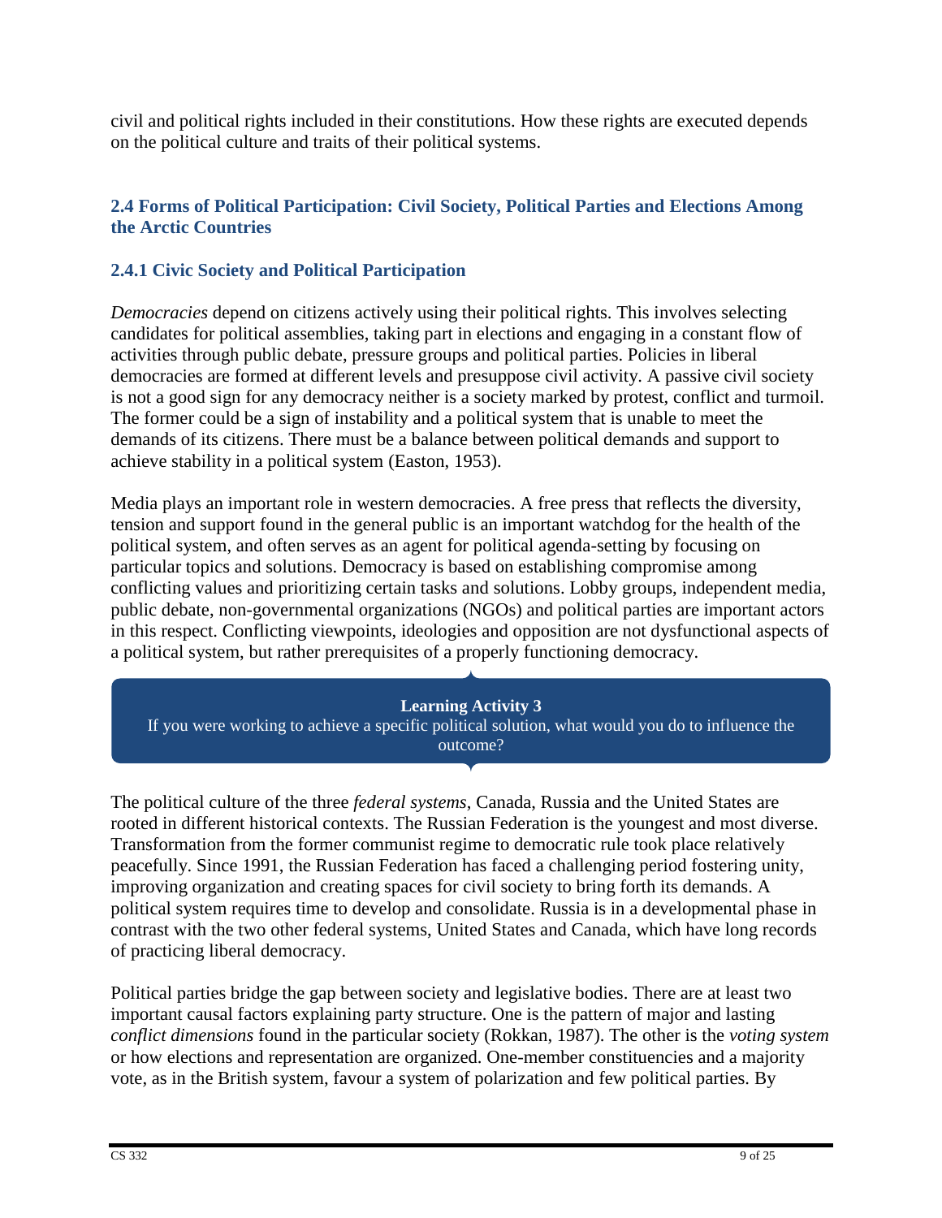civil and political rights included in their constitutions. How these rights are executed depends on the political culture and traits of their political systems.

## 2.4 Forms of Political Participation: Civil Society, Political Parties and Elections Among the Arctic Countries

### 2.4.1 Civic Society and Political Participation

*Democracies* depend on citizens actively using their political rights. This involves selecting candidates for political assemblies, taking part in elections and engaging in a constant flow of activities through public debate, pressure groups and political parties. Policies in liberal democracies are formed at different levels and presuppose civil activity. A passive civil society is not a good sign for any democracy neither is a society marked by protest, conflict and turmoil. The former could be a sign of instability and a political system that is unable to meet the demands of its citizens. There must be a balance between political demands and support to achieve stability in a political system (Easton, 1953).

Media plays an important role in western democracies. A free press that reflects the diversity, tension and support found in the general public is an important watchdog for the health of the political system, and often serves as an agent for political agenda-setting by focusing on particular topics and solutions. Democracy is based on establishing compromise among conflicting values and prioritizing certain tasks and solutions. Lobby groups, independent media, public debate, non-governmental organizations (NGOs) and political parties are important actors in this respect. Conflicting viewpoints, ideologies and opposition are not dysfunctional aspects of a political system, but rather prerequisites of a properly functioning democracy.

> **Learning Activity 3**
> If you were working to achieve a specific political solution, what would you do to influence the outcome?

The political culture of the three *federal systems*, Canada, Russia and the United States are rooted in different historical contexts. The Russian Federation is the youngest and most diverse. Transformation from the former communist regime to democratic rule took place relatively peacefully. Since 1991, the Russian Federation has faced a challenging period fostering unity, improving organization and creating spaces for civil society to bring forth its demands. A political system requires time to develop and consolidate. Russia is in a developmental phase in contrast with the two other federal systems, United States and Canada, which have long records of practicing liberal democracy.

Political parties bridge the gap between society and legislative bodies. There are at least two important causal factors explaining party structure. One is the pattern of major and lasting *conflict dimensions* found in the particular society (Rokkan, 1987). The other is the *voting system* or how elections and representation are organized. One-member constituencies and a majority vote, as in the British system, favour a system of polarization and few political parties. By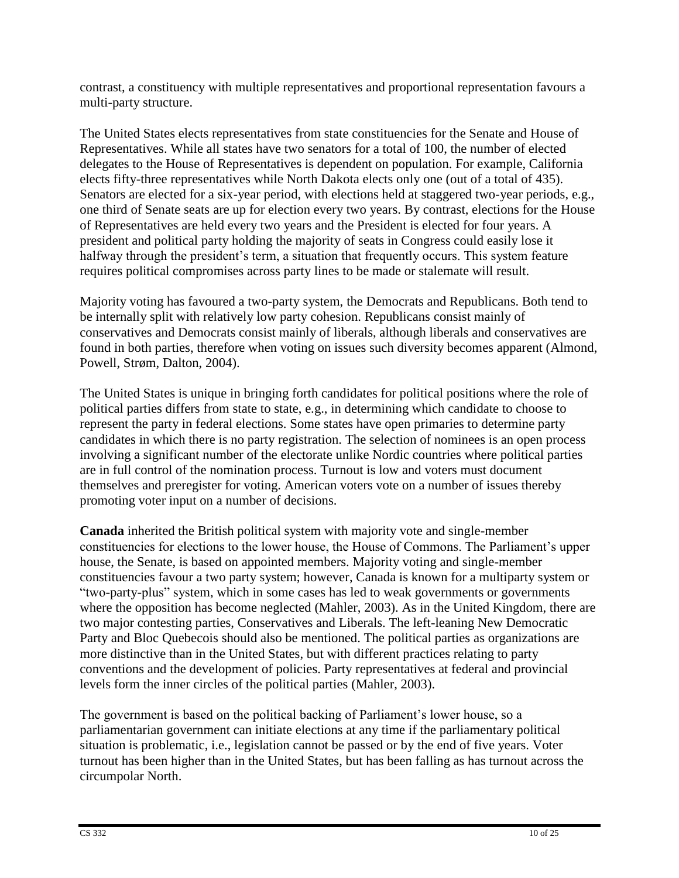contrast, a constituency with multiple representatives and proportional representation favours a multi-party structure.

The United States elects representatives from state constituencies for the Senate and House of Representatives. While all states have two senators for a total of 100, the number of elected delegates to the House of Representatives is dependent on population. For example, California elects fifty-three representatives while North Dakota elects only one (out of a total of 435). Senators are elected for a six-year period, with elections held at staggered two-year periods, e.g., one third of Senate seats are up for election every two years. By contrast, elections for the House of Representatives are held every two years and the President is elected for four years. A president and political party holding the majority of seats in Congress could easily lose it halfway through the president's term, a situation that frequently occurs. This system feature requires political compromises across party lines to be made or stalemate will result.

Majority voting has favoured a two-party system, the Democrats and Republicans. Both tend to be internally split with relatively low party cohesion. Republicans consist mainly of conservatives and Democrats consist mainly of liberals, although liberals and conservatives are found in both parties, therefore when voting on issues such diversity becomes apparent (Almond, Powell, Strøm, Dalton, 2004).

The United States is unique in bringing forth candidates for political positions where the role of political parties differs from state to state, e.g., in determining which candidate to choose to represent the party in federal elections. Some states have open primaries to determine party candidates in which there is no party registration. The selection of nominees is an open process involving a significant number of the electorate unlike Nordic countries where political parties are in full control of the nomination process. Turnout is low and voters must document themselves and preregister for voting. American voters vote on a number of issues thereby promoting voter input on a number of decisions.

**Canada** inherited the British political system with majority vote and single-member constituencies for elections to the lower house, the House of Commons. The Parliament's upper house, the Senate, is based on appointed members. Majority voting and single-member constituencies favour a two party system; however, Canada is known for a multiparty system or "two-party-plus" system, which in some cases has led to weak governments or governments where the opposition has become neglected (Mahler, 2003). As in the United Kingdom, there are two major contesting parties, Conservatives and Liberals. The left-leaning New Democratic Party and Bloc Quebecois should also be mentioned. The political parties as organizations are more distinctive than in the United States, but with different practices relating to party conventions and the development of policies. Party representatives at federal and provincial levels form the inner circles of the political parties (Mahler, 2003).

The government is based on the political backing of Parliament's lower house, so a parliamentarian government can initiate elections at any time if the parliamentary political situation is problematic, i.e., legislation cannot be passed or by the end of five years. Voter turnout has been higher than in the United States, but has been falling as has turnout across the circumpolar North.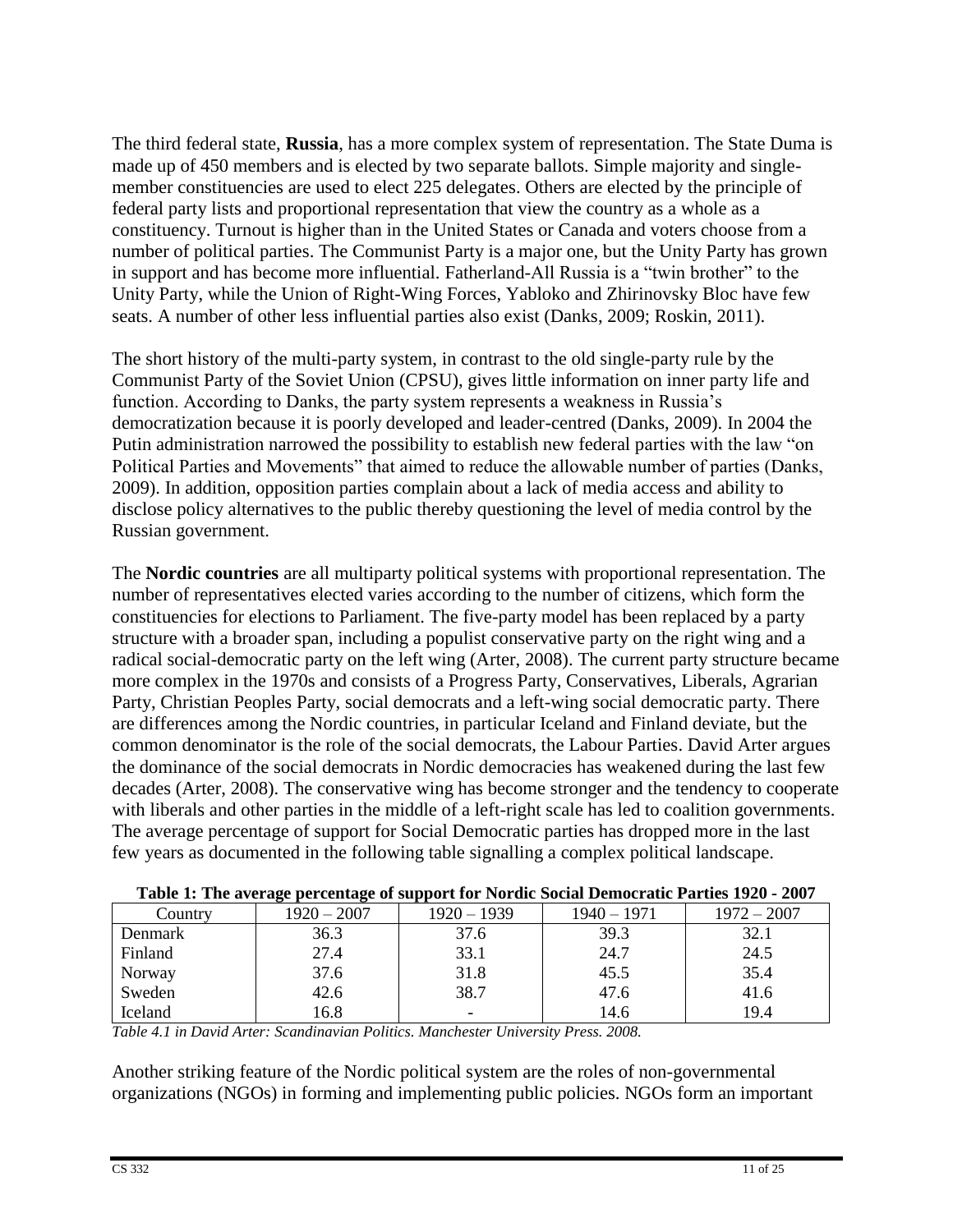The third federal state, **Russia**, has a more complex system of representation. The State Duma is made up of 450 members and is elected by two separate ballots. Simple majority and single-member constituencies are used to elect 225 delegates. Others are elected by the principle of federal party lists and proportional representation that view the country as a whole as a constituency. Turnout is higher than in the United States or Canada and voters choose from a number of political parties. The Communist Party is a major one, but the Unity Party has grown in support and has become more influential. Fatherland-All Russia is a "twin brother" to the Unity Party, while the Union of Right-Wing Forces, Yabloko and Zhirinovsky Bloc have few seats. A number of other less influential parties also exist (Danks, 2009; Roskin, 2011).

The short history of the multi-party system, in contrast to the old single-party rule by the Communist Party of the Soviet Union (CPSU), gives little information on inner party life and function. According to Danks, the party system represents a weakness in Russia's democratization because it is poorly developed and leader-centred (Danks, 2009). In 2004 the Putin administration narrowed the possibility to establish new federal parties with the law "on Political Parties and Movements" that aimed to reduce the allowable number of parties (Danks, 2009). In addition, opposition parties complain about a lack of media access and ability to disclose policy alternatives to the public thereby questioning the level of media control by the Russian government.

The **Nordic countries** are all multiparty political systems with proportional representation. The number of representatives elected varies according to the number of citizens, which form the constituencies for elections to Parliament. The five-party model has been replaced by a party structure with a broader span, including a populist conservative party on the right wing and a radical social-democratic party on the left wing (Arter, 2008). The current party structure became more complex in the 1970s and consists of a Progress Party, Conservatives, Liberals, Agrarian Party, Christian Peoples Party, social democrats and a left-wing social democratic party. There are differences among the Nordic countries, in particular Iceland and Finland deviate, but the common denominator is the role of the social democrats, the Labour Parties. David Arter argues the dominance of the social democrats in Nordic democracies has weakened during the last few decades (Arter, 2008). The conservative wing has become stronger and the tendency to cooperate with liberals and other parties in the middle of a left-right scale has led to coalition governments. The average percentage of support for Social Democratic parties has dropped more in the last few years as documented in the following table signalling a complex political landscape.

**Table 1: The average percentage of support for Nordic Social Democratic Parties 1920 - 2007**

| Country | 1920 – 2007 | 1920 – 1939 | 1940 – 1971 | 1972 – 2007 |
|---|---|---|---|---|
| Denmark | 36.3 | 37.6 | 39.3 | 32.1 |
| Finland | 27.4 | 33.1 | 24.7 | 24.5 |
| Norway | 37.6 | 31.8 | 45.5 | 35.4 |
| Sweden | 42.6 | 38.7 | 47.6 | 41.6 |
| Iceland | 16.8 | - | 14.6 | 19.4 |

*Table 4.1 in David Arter: Scandinavian Politics. Manchester University Press. 2008.*

Another striking feature of the Nordic political system are the roles of non-governmental organizations (NGOs) in forming and implementing public policies. NGOs form an important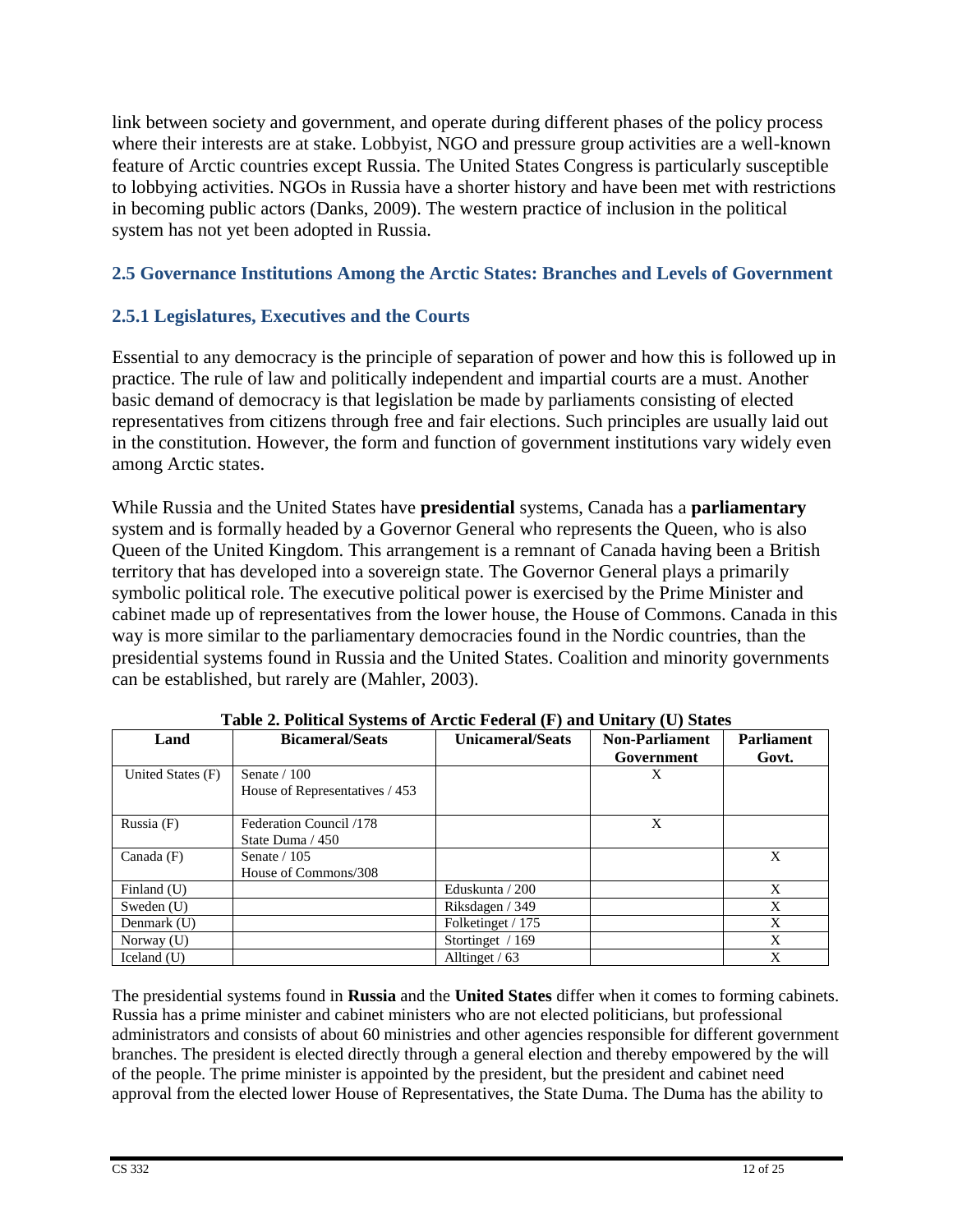link between society and government, and operate during different phases of the policy process where their interests are at stake. Lobbyist, NGO and pressure group activities are a well-known feature of Arctic countries except Russia. The United States Congress is particularly susceptible to lobbying activities. NGOs in Russia have a shorter history and have been met with restrictions in becoming public actors (Danks, 2009). The western practice of inclusion in the political system has not yet been adopted in Russia.

## 2.5 Governance Institutions Among the Arctic States: Branches and Levels of Government

### 2.5.1 Legislatures, Executives and the Courts

Essential to any democracy is the principle of separation of power and how this is followed up in practice. The rule of law and politically independent and impartial courts are a must. Another basic demand of democracy is that legislation be made by parliaments consisting of elected representatives from citizens through free and fair elections. Such principles are usually laid out in the constitution. However, the form and function of government institutions vary widely even among Arctic states.

While Russia and the United States have **presidential** systems, Canada has a **parliamentary** system and is formally headed by a Governor General who represents the Queen, who is also Queen of the United Kingdom. This arrangement is a remnant of Canada having been a British territory that has developed into a sovereign state. The Governor General plays a primarily symbolic political role. The executive political power is exercised by the Prime Minister and cabinet made up of representatives from the lower house, the House of Commons. Canada in this way is more similar to the parliamentary democracies found in the Nordic countries, than the presidential systems found in Russia and the United States. Coalition and minority governments can be established, but rarely are (Mahler, 2003).

**Table 2. Political Systems of Arctic Federal (F) and Unitary (U) States**

| Land | Bicameral/Seats | Unicameral/Seats | Non-Parliament Government | Parliament Govt. |
|---|---|---|---|---|
| United States (F) | Senate / 100<br>House of Representatives / 453 | | X | |
| Russia (F) | Federation Council /178<br>State Duma / 450 | | X | |
| Canada (F) | Senate / 105<br>House of Commons/308 | | | X |
| Finland (U) | | Eduskunta / 200 | | X |
| Sweden (U) | | Riksdagen / 349 | | X |
| Denmark (U) | | Folketinget / 175 | | X |
| Norway (U) | | Stortinget / 169 | | X |
| Iceland (U) | | Alltinget / 63 | | X |

The presidential systems found in **Russia** and the **United States** differ when it comes to forming cabinets. Russia has a prime minister and cabinet ministers who are not elected politicians, but professional administrators and consists of about 60 ministries and other agencies responsible for different government branches. The president is elected directly through a general election and thereby empowered by the will of the people. The prime minister is appointed by the president, but the president and cabinet need approval from the elected lower House of Representatives, the State Duma. The Duma has the ability to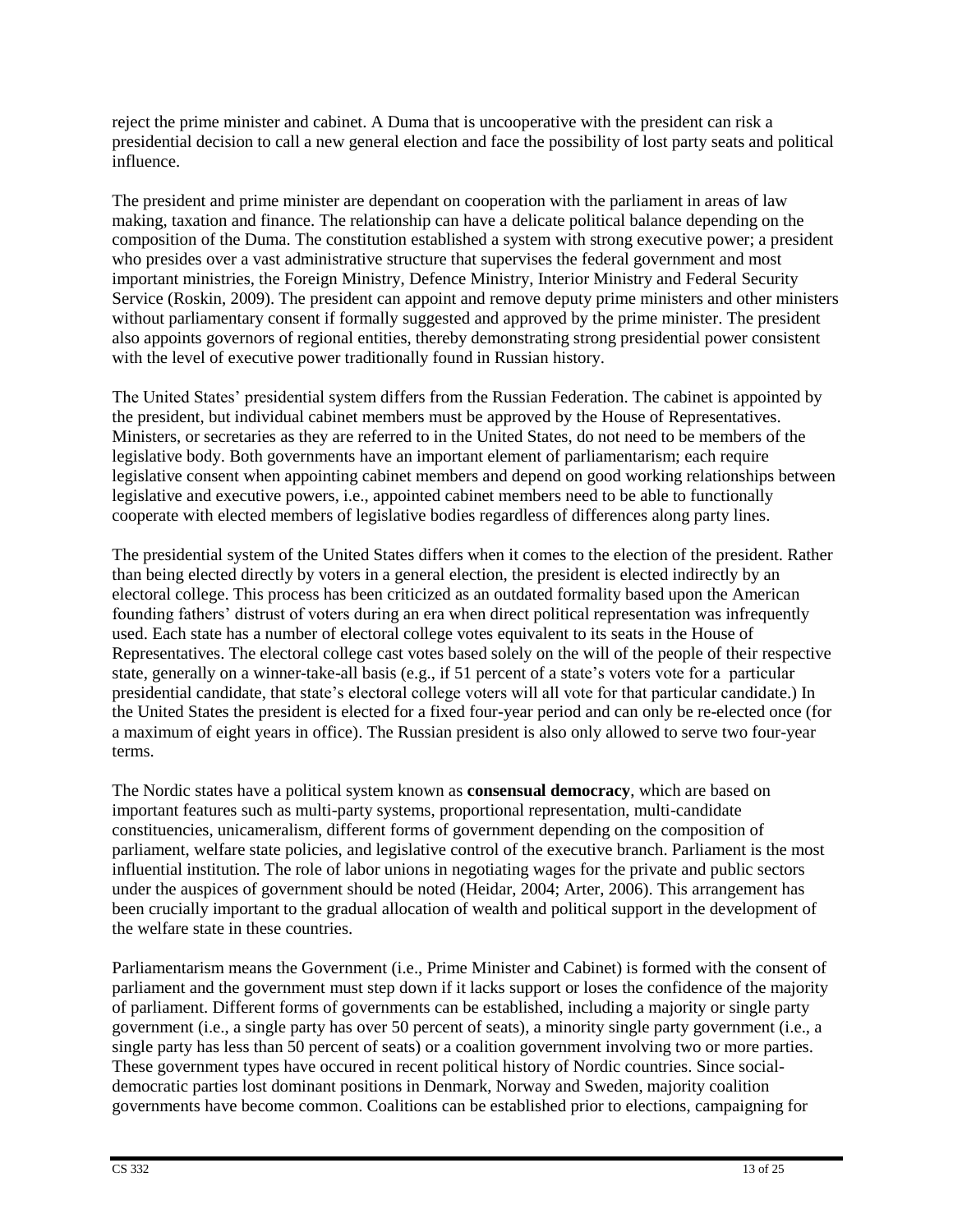reject the prime minister and cabinet. A Duma that is uncooperative with the president can risk a presidential decision to call a new general election and face the possibility of lost party seats and political influence.

The president and prime minister are dependant on cooperation with the parliament in areas of law making, taxation and finance. The relationship can have a delicate political balance depending on the composition of the Duma. The constitution established a system with strong executive power; a president who presides over a vast administrative structure that supervises the federal government and most important ministries, the Foreign Ministry, Defence Ministry, Interior Ministry and Federal Security Service (Roskin, 2009). The president can appoint and remove deputy prime ministers and other ministers without parliamentary consent if formally suggested and approved by the prime minister. The president also appoints governors of regional entities, thereby demonstrating strong presidential power consistent with the level of executive power traditionally found in Russian history.

The United States' presidential system differs from the Russian Federation. The cabinet is appointed by the president, but individual cabinet members must be approved by the House of Representatives. Ministers, or secretaries as they are referred to in the United States, do not need to be members of the legislative body. Both governments have an important element of parliamentarism; each require legislative consent when appointing cabinet members and depend on good working relationships between legislative and executive powers, i.e., appointed cabinet members need to be able to functionally cooperate with elected members of legislative bodies regardless of differences along party lines.

The presidential system of the United States differs when it comes to the election of the president. Rather than being elected directly by voters in a general election, the president is elected indirectly by an electoral college. This process has been criticized as an outdated formality based upon the American founding fathers' distrust of voters during an era when direct political representation was infrequently used. Each state has a number of electoral college votes equivalent to its seats in the House of Representatives. The electoral college cast votes based solely on the will of the people of their respective state, generally on a winner-take-all basis (e.g., if 51 percent of a state's voters vote for a particular presidential candidate, that state's electoral college voters will all vote for that particular candidate.) In the United States the president is elected for a fixed four-year period and can only be re-elected once (for a maximum of eight years in office). The Russian president is also only allowed to serve two four-year terms.

The Nordic states have a political system known as **consensual democracy**, which are based on important features such as multi-party systems, proportional representation, multi-candidate constituencies, unicameralism, different forms of government depending on the composition of parliament, welfare state policies, and legislative control of the executive branch. Parliament is the most influential institution. The role of labor unions in negotiating wages for the private and public sectors under the auspices of government should be noted (Heidar, 2004; Arter, 2006). This arrangement has been crucially important to the gradual allocation of wealth and political support in the development of the welfare state in these countries.

Parliamentarism means the Government (i.e., Prime Minister and Cabinet) is formed with the consent of parliament and the government must step down if it lacks support or loses the confidence of the majority of parliament. Different forms of governments can be established, including a majority or single party government (i.e., a single party has over 50 percent of seats), a minority single party government (i.e., a single party has less than 50 percent of seats) or a coalition government involving two or more parties. These government types have occured in recent political history of Nordic countries. Since social-democratic parties lost dominant positions in Denmark, Norway and Sweden, majority coalition governments have become common. Coalitions can be established prior to elections, campaigning for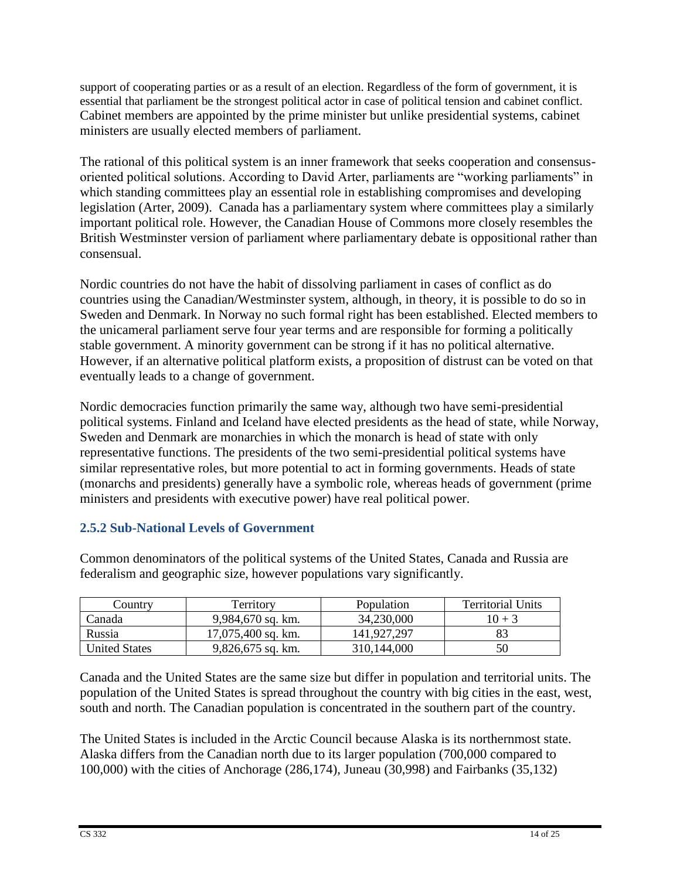support of cooperating parties or as a result of an election. Regardless of the form of government, it is essential that parliament be the strongest political actor in case of political tension and cabinet conflict. Cabinet members are appointed by the prime minister but unlike presidential systems, cabinet ministers are usually elected members of parliament.

The rational of this political system is an inner framework that seeks cooperation and consensus-oriented political solutions. According to David Arter, parliaments are "working parliaments" in which standing committees play an essential role in establishing compromises and developing legislation (Arter, 2009). Canada has a parliamentary system where committees play a similarly important political role. However, the Canadian House of Commons more closely resembles the British Westminster version of parliament where parliamentary debate is oppositional rather than consensual.

Nordic countries do not have the habit of dissolving parliament in cases of conflict as do countries using the Canadian/Westminster system, although, in theory, it is possible to do so in Sweden and Denmark. In Norway no such formal right has been established. Elected members to the unicameral parliament serve four year terms and are responsible for forming a politically stable government. A minority government can be strong if it has no political alternative. However, if an alternative political platform exists, a proposition of distrust can be voted on that eventually leads to a change of government.

Nordic democracies function primarily the same way, although two have semi-presidential political systems. Finland and Iceland have elected presidents as the head of state, while Norway, Sweden and Denmark are monarchies in which the monarch is head of state with only representative functions. The presidents of the two semi-presidential political systems have similar representative roles, but more potential to act in forming governments. Heads of state (monarchs and presidents) generally have a symbolic role, whereas heads of government (prime ministers and presidents with executive power) have real political power.

### 2.5.2 Sub-National Levels of Government

Common denominators of the political systems of the United States, Canada and Russia are federalism and geographic size, however populations vary significantly.

| Country | Territory | Population | Territorial Units |
|---|---|---|---|
| Canada | 9,984,670 sq. km. | 34,230,000 | 10 + 3 |
| Russia | 17,075,400 sq. km. | 141,927,297 | 83 |
| United States | 9,826,675 sq. km. | 310,144,000 | 50 |

Canada and the United States are the same size but differ in population and territorial units. The population of the United States is spread throughout the country with big cities in the east, west, south and north. The Canadian population is concentrated in the southern part of the country.

The United States is included in the Arctic Council because Alaska is its northernmost state. Alaska differs from the Canadian north due to its larger population (700,000 compared to 100,000) with the cities of Anchorage (286,174), Juneau (30,998) and Fairbanks (35,132)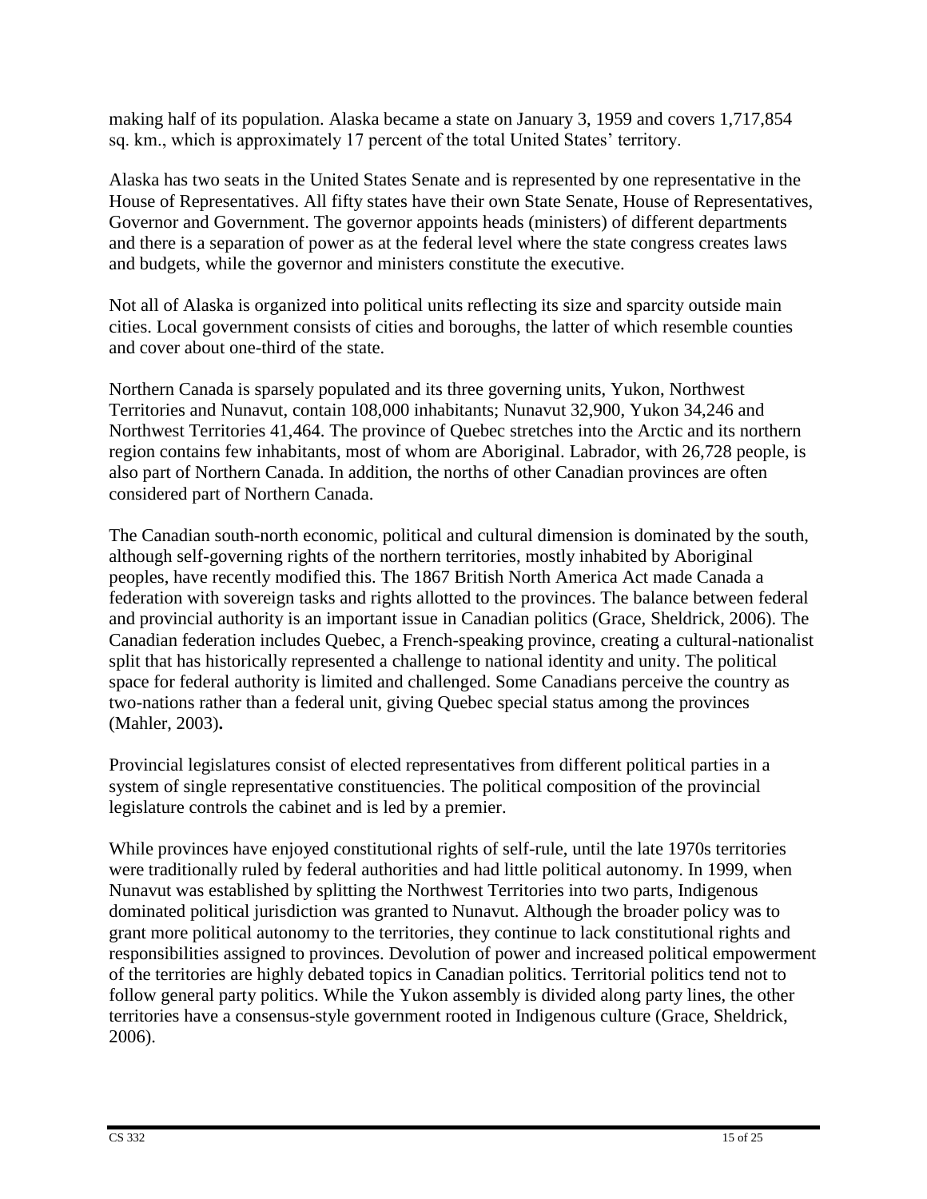making half of its population. Alaska became a state on January 3, 1959 and covers 1,717,854 sq. km., which is approximately 17 percent of the total United States' territory.

Alaska has two seats in the United States Senate and is represented by one representative in the House of Representatives. All fifty states have their own State Senate, House of Representatives, Governor and Government. The governor appoints heads (ministers) of different departments and there is a separation of power as at the federal level where the state congress creates laws and budgets, while the governor and ministers constitute the executive.

Not all of Alaska is organized into political units reflecting its size and sparcity outside main cities. Local government consists of cities and boroughs, the latter of which resemble counties and cover about one-third of the state.

Northern Canada is sparsely populated and its three governing units, Yukon, Northwest Territories and Nunavut, contain 108,000 inhabitants; Nunavut 32,900, Yukon 34,246 and Northwest Territories 41,464. The province of Quebec stretches into the Arctic and its northern region contains few inhabitants, most of whom are Aboriginal. Labrador, with 26,728 people, is also part of Northern Canada. In addition, the norths of other Canadian provinces are often considered part of Northern Canada.

The Canadian south-north economic, political and cultural dimension is dominated by the south, although self-governing rights of the northern territories, mostly inhabited by Aboriginal peoples, have recently modified this. The 1867 British North America Act made Canada a federation with sovereign tasks and rights allotted to the provinces. The balance between federal and provincial authority is an important issue in Canadian politics (Grace, Sheldrick, 2006). The Canadian federation includes Quebec, a French-speaking province, creating a cultural-nationalist split that has historically represented a challenge to national identity and unity. The political space for federal authority is limited and challenged. Some Canadians perceive the country as two-nations rather than a federal unit, giving Quebec special status among the provinces (Mahler, 2003)**.**

Provincial legislatures consist of elected representatives from different political parties in a system of single representative constituencies. The political composition of the provincial legislature controls the cabinet and is led by a premier.

While provinces have enjoyed constitutional rights of self-rule, until the late 1970s territories were traditionally ruled by federal authorities and had little political autonomy. In 1999, when Nunavut was established by splitting the Northwest Territories into two parts, Indigenous dominated political jurisdiction was granted to Nunavut. Although the broader policy was to grant more political autonomy to the territories, they continue to lack constitutional rights and responsibilities assigned to provinces. Devolution of power and increased political empowerment of the territories are highly debated topics in Canadian politics. Territorial politics tend not to follow general party politics. While the Yukon assembly is divided along party lines, the other territories have a consensus-style government rooted in Indigenous culture (Grace, Sheldrick, 2006).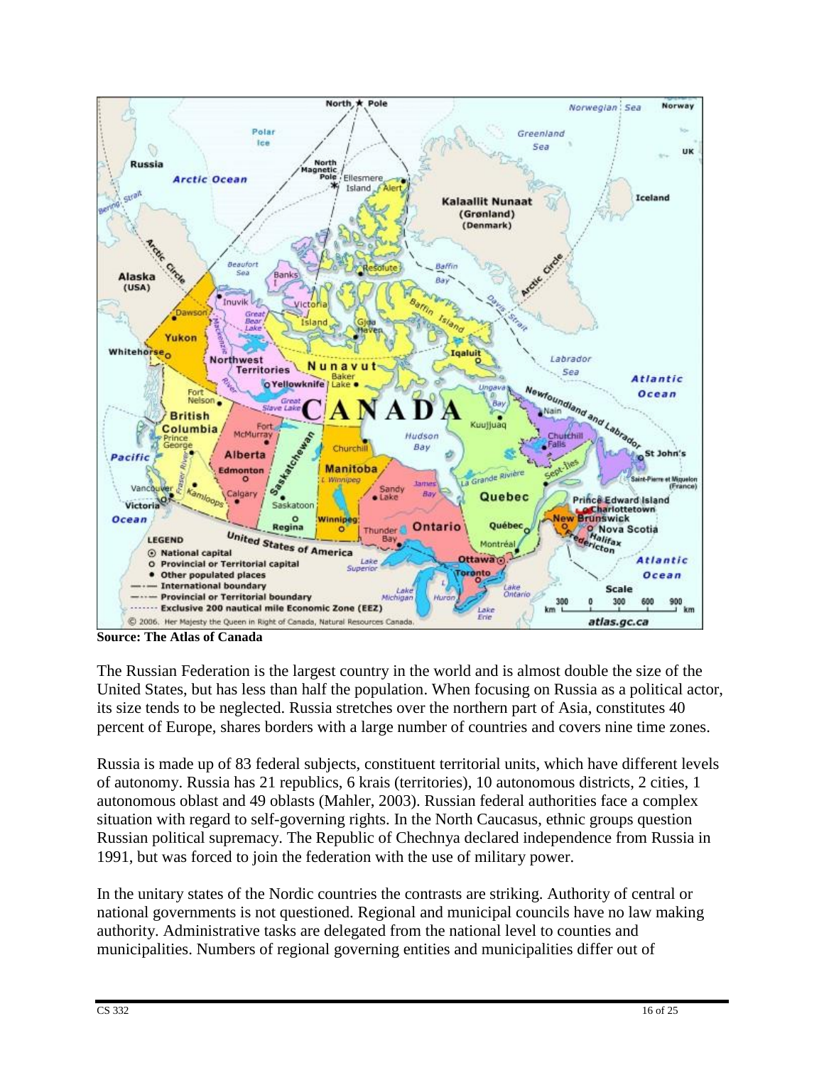**Source: The Atlas of Canada**

The Russian Federation is the largest country in the world and is almost double the size of the United States, but has less than half the population. When focusing on Russia as a political actor, its size tends to be neglected. Russia stretches over the northern part of Asia, constitutes 40 percent of Europe, shares borders with a large number of countries and covers nine time zones.

Russia is made up of 83 federal subjects, constituent territorial units, which have different levels of autonomy. Russia has 21 republics, 6 krais (territories), 10 autonomous districts, 2 cities, 1 autonomous oblast and 49 oblasts (Mahler, 2003). Russian federal authorities face a complex situation with regard to self-governing rights. In the North Caucasus, ethnic groups question Russian political supremacy. The Republic of Chechnya declared independence from Russia in 1991, but was forced to join the federation with the use of military power.

In the unitary states of the Nordic countries the contrasts are striking. Authority of central or national governments is not questioned. Regional and municipal councils have no law making authority. Administrative tasks are delegated from the national level to counties and municipalities. Numbers of regional governing entities and municipalities differ out of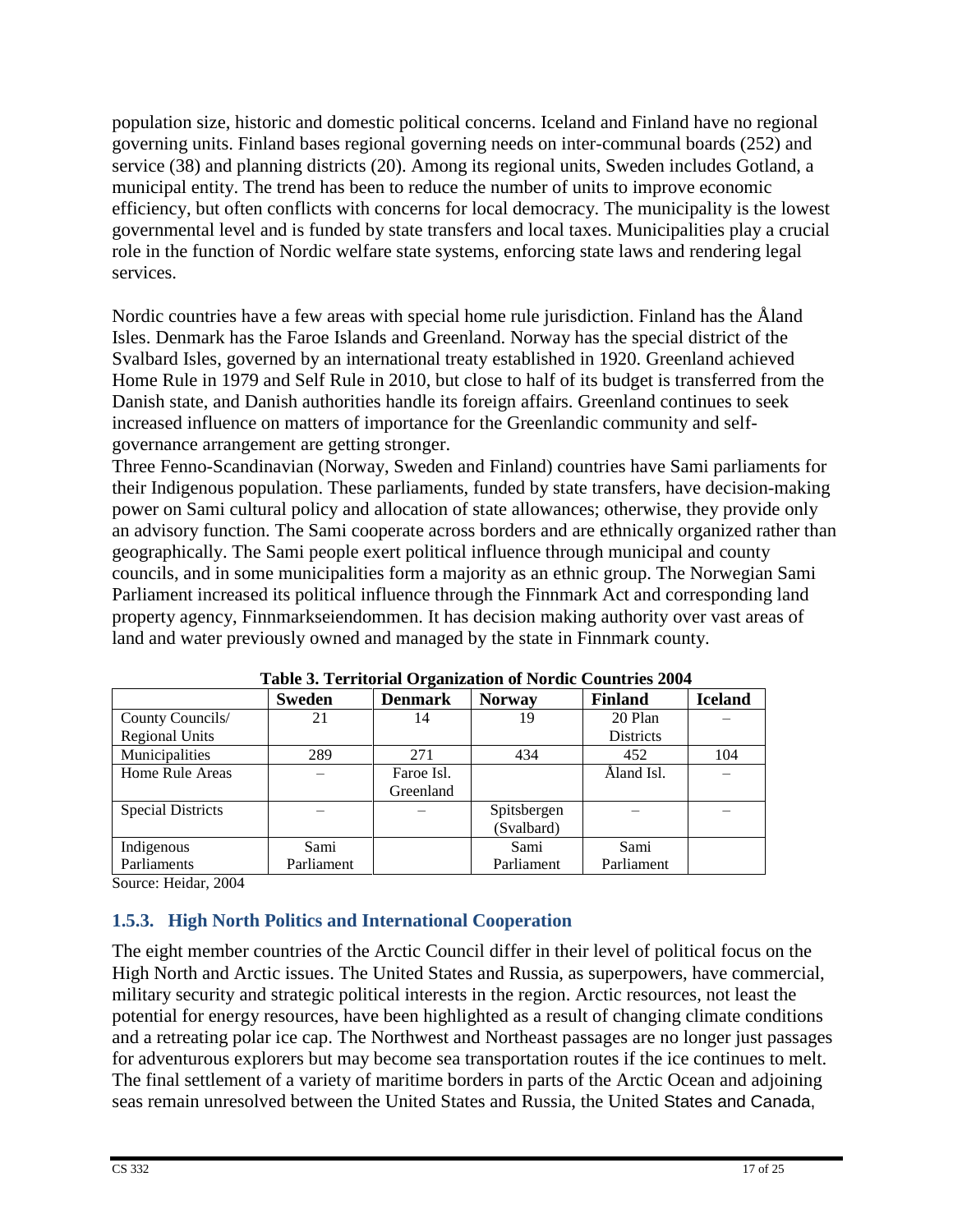population size, historic and domestic political concerns. Iceland and Finland have no regional governing units. Finland bases regional governing needs on inter-communal boards (252) and service (38) and planning districts (20). Among its regional units, Sweden includes Gotland, a municipal entity. The trend has been to reduce the number of units to improve economic efficiency, but often conflicts with concerns for local democracy. The municipality is the lowest governmental level and is funded by state transfers and local taxes. Municipalities play a crucial role in the function of Nordic welfare state systems, enforcing state laws and rendering legal services.

Nordic countries have a few areas with special home rule jurisdiction. Finland has the Åland Isles. Denmark has the Faroe Islands and Greenland. Norway has the special district of the Svalbard Isles, governed by an international treaty established in 1920. Greenland achieved Home Rule in 1979 and Self Rule in 2010, but close to half of its budget is transferred from the Danish state, and Danish authorities handle its foreign affairs. Greenland continues to seek increased influence on matters of importance for the Greenlandic community and self-governance arrangement are getting stronger.

Three Fenno-Scandinavian (Norway, Sweden and Finland) countries have Sami parliaments for their Indigenous population. These parliaments, funded by state transfers, have decision-making power on Sami cultural policy and allocation of state allowances; otherwise, they provide only an advisory function. The Sami cooperate across borders and are ethnically organized rather than geographically. The Sami people exert political influence through municipal and county councils, and in some municipalities form a majority as an ethnic group. The Norwegian Sami Parliament increased its political influence through the Finnmark Act and corresponding land property agency, Finnmarkseiendommen. It has decision making authority over vast areas of land and water previously owned and managed by the state in Finnmark county.

**Table 3. Territorial Organization of Nordic Countries 2004**

| | Sweden | Denmark | Norway | Finland | Iceland |
|---|---|---|---|---|---|
| County Councils/ Regional Units | 21 | 14 | 19 | 20 Plan Districts | – |
| Municipalities | 289 | 271 | 434 | 452 | 104 |
| Home Rule Areas | – | Faroe Isl. Greenland | | Åland Isl. | – |
| Special Districts | – | – | Spitsbergen (Svalbard) | – | – |
| Indigenous Parliaments | Sami Parliament | | Sami Parliament | Sami Parliament | |

Source: Heidar, 2004

### 1.5.3. High North Politics and International Cooperation

The eight member countries of the Arctic Council differ in their level of political focus on the High North and Arctic issues. The United States and Russia, as superpowers, have commercial, military security and strategic political interests in the region. Arctic resources, not least the potential for energy resources, have been highlighted as a result of changing climate conditions and a retreating polar ice cap. The Northwest and Northeast passages are no longer just passages for adventurous explorers but may become sea transportation routes if the ice continues to melt. The final settlement of a variety of maritime borders in parts of the Arctic Ocean and adjoining seas remain unresolved between the United States and Russia, the United States and Canada,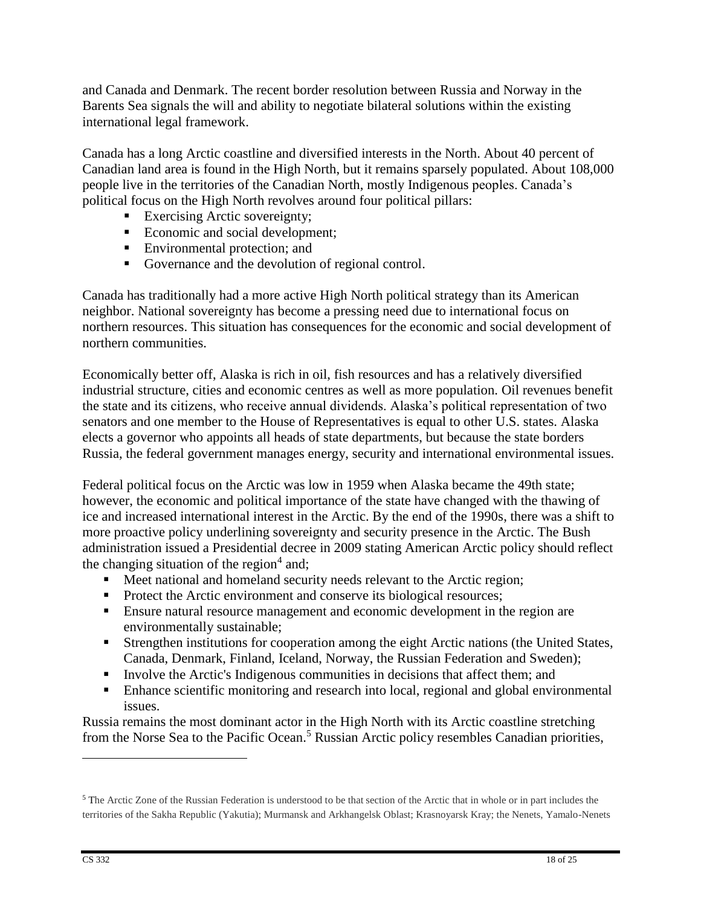and Canada and Denmark. The recent border resolution between Russia and Norway in the Barents Sea signals the will and ability to negotiate bilateral solutions within the existing international legal framework.

Canada has a long Arctic coastline and diversified interests in the North. About 40 percent of Canadian land area is found in the High North, but it remains sparsely populated. About 108,000 people live in the territories of the Canadian North, mostly Indigenous peoples. Canada's political focus on the High North revolves around four political pillars:

- Exercising Arctic sovereignty;
- Economic and social development;
- Environmental protection; and
- Governance and the devolution of regional control.

Canada has traditionally had a more active High North political strategy than its American neighbor. National sovereignty has become a pressing need due to international focus on northern resources. This situation has consequences for the economic and social development of northern communities.

Economically better off, Alaska is rich in oil, fish resources and has a relatively diversified industrial structure, cities and economic centres as well as more population. Oil revenues benefit the state and its citizens, who receive annual dividends. Alaska's political representation of two senators and one member to the House of Representatives is equal to other U.S. states. Alaska elects a governor who appoints all heads of state departments, but because the state borders Russia, the federal government manages energy, security and international environmental issues.

Federal political focus on the Arctic was low in 1959 when Alaska became the 49th state; however, the economic and political importance of the state have changed with the thawing of ice and increased international interest in the Arctic. By the end of the 1990s, there was a shift to more proactive policy underlining sovereignty and security presence in the Arctic. The Bush administration issued a Presidential decree in 2009 stating American Arctic policy should reflect the changing situation of the region[4] and;

- Meet national and homeland security needs relevant to the Arctic region;
- Protect the Arctic environment and conserve its biological resources;
- Ensure natural resource management and economic development in the region are environmentally sustainable;
- Strengthen institutions for cooperation among the eight Arctic nations (the United States, Canada, Denmark, Finland, Iceland, Norway, the Russian Federation and Sweden);
- Involve the Arctic's Indigenous communities in decisions that affect them; and
- Enhance scientific monitoring and research into local, regional and global environmental issues.

Russia remains the most dominant actor in the High North with its Arctic coastline stretching from the Norse Sea to the Pacific Ocean.[5] Russian Arctic policy resembles Canadian priorities,

---

[5] The Arctic Zone of the Russian Federation is understood to be that section of the Arctic that in whole or in part includes the territories of the Sakha Republic (Yakutia); Murmansk and Arkhangelsk Oblast; Krasnoyarsk Kray; the Nenets, Yamalo-Nenets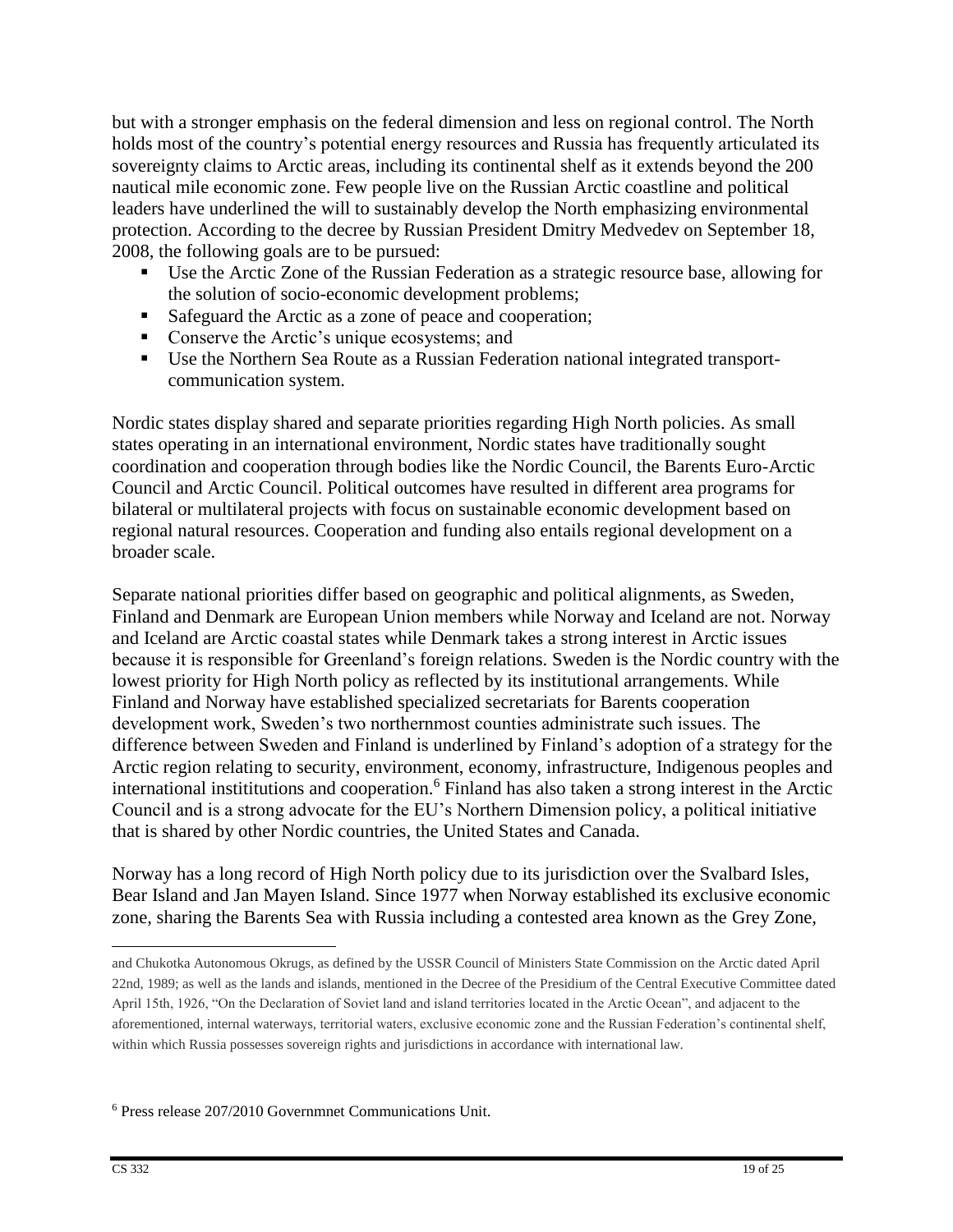but with a stronger emphasis on the federal dimension and less on regional control. The North holds most of the country's potential energy resources and Russia has frequently articulated its sovereignty claims to Arctic areas, including its continental shelf as it extends beyond the 200 nautical mile economic zone. Few people live on the Russian Arctic coastline and political leaders have underlined the will to sustainably develop the North emphasizing environmental protection. According to the decree by Russian President Dmitry Medvedev on September 18, 2008, the following goals are to be pursued:

- Use the Arctic Zone of the Russian Federation as a strategic resource base, allowing for the solution of socio-economic development problems;
- Safeguard the Arctic as a zone of peace and cooperation;
- Conserve the Arctic's unique ecosystems; and
- Use the Northern Sea Route as a Russian Federation national integrated transport-communication system.

Nordic states display shared and separate priorities regarding High North policies. As small states operating in an international environment, Nordic states have traditionally sought coordination and cooperation through bodies like the Nordic Council, the Barents Euro-Arctic Council and Arctic Council. Political outcomes have resulted in different area programs for bilateral or multilateral projects with focus on sustainable economic development based on regional natural resources. Cooperation and funding also entails regional development on a broader scale.

Separate national priorities differ based on geographic and political alignments, as Sweden, Finland and Denmark are European Union members while Norway and Iceland are not. Norway and Iceland are Arctic coastal states while Denmark takes a strong interest in Arctic issues because it is responsible for Greenland's foreign relations. Sweden is the Nordic country with the lowest priority for High North policy as reflected by its institutional arrangements. While Finland and Norway have established specialized secretariats for Barents cooperation development work, Sweden's two northernmost counties administrate such issues. The difference between Sweden and Finland is underlined by Finland's adoption of a strategy for the Arctic region relating to security, environment, economy, infrastructure, Indigenous peoples and international instititutions and cooperation.[6] Finland has also taken a strong interest in the Arctic Council and is a strong advocate for the EU's Northern Dimension policy, a political initiative that is shared by other Nordic countries, the United States and Canada.

Norway has a long record of High North policy due to its jurisdiction over the Svalbard Isles, Bear Island and Jan Mayen Island. Since 1977 when Norway established its exclusive economic zone, sharing the Barents Sea with Russia including a contested area known as the Grey Zone,

---

and Chukotka Autonomous Okrugs, as defined by the USSR Council of Ministers State Commission on the Arctic dated April 22nd, 1989; as well as the lands and islands, mentioned in the Decree of the Presidium of the Central Executive Committee dated April 15th, 1926, "On the Declaration of Soviet land and island territories located in the Arctic Ocean", and adjacent to the aforementioned, internal waterways, territorial waters, exclusive economic zone and the Russian Federation's continental shelf, within which Russia possesses sovereign rights and jurisdictions in accordance with international law.

[6] Press release 207/2010 Governmnet Communications Unit.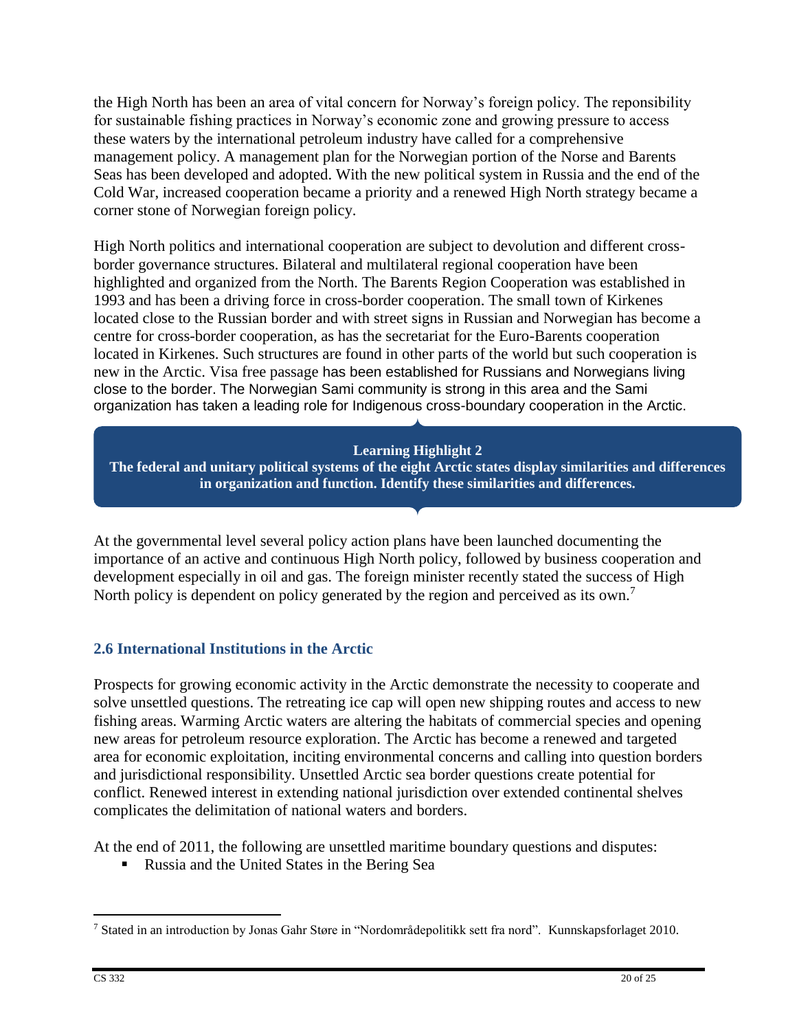the High North has been an area of vital concern for Norway's foreign policy. The reponsibility for sustainable fishing practices in Norway's economic zone and growing pressure to access these waters by the international petroleum industry have called for a comprehensive management policy. A management plan for the Norwegian portion of the Norse and Barents Seas has been developed and adopted. With the new political system in Russia and the end of the Cold War, increased cooperation became a priority and a renewed High North strategy became a corner stone of Norwegian foreign policy.

High North politics and international cooperation are subject to devolution and different cross-border governance structures. Bilateral and multilateral regional cooperation have been highlighted and organized from the North. The Barents Region Cooperation was established in 1993 and has been a driving force in cross-border cooperation. The small town of Kirkenes located close to the Russian border and with street signs in Russian and Norwegian has become a centre for cross-border cooperation, as has the secretariat for the Euro-Barents cooperation located in Kirkenes. Such structures are found in other parts of the world but such cooperation is new in the Arctic. Visa free passage has been established for Russians and Norwegians living close to the border. The Norwegian Sami community is strong in this area and the Sami organization has taken a leading role for Indigenous cross-boundary cooperation in the Arctic.

> **Learning Highlight 2**
> **The federal and unitary political systems of the eight Arctic states display similarities and differences in organization and function. Identify these similarities and differences.**

At the governmental level several policy action plans have been launched documenting the importance of an active and continuous High North policy, followed by business cooperation and development especially in oil and gas. The foreign minister recently stated the success of High North policy is dependent on policy generated by the region and perceived as its own.[7]

### 2.6 International Institutions in the Arctic

Prospects for growing economic activity in the Arctic demonstrate the necessity to cooperate and solve unsettled questions. The retreating ice cap will open new shipping routes and access to new fishing areas. Warming Arctic waters are altering the habitats of commercial species and opening new areas for petroleum resource exploration. The Arctic has become a renewed and targeted area for economic exploitation, inciting environmental concerns and calling into question borders and jurisdictional responsibility. Unsettled Arctic sea border questions create potential for conflict. Renewed interest in extending national jurisdiction over extended continental shelves complicates the delimitation of national waters and borders.

At the end of 2011, the following are unsettled maritime boundary questions and disputes:

- Russia and the United States in the Bering Sea

---

[7] Stated in an introduction by Jonas Gahr Støre in "Nordområdepolitikk sett fra nord". Kunnskapsforlaget 2010.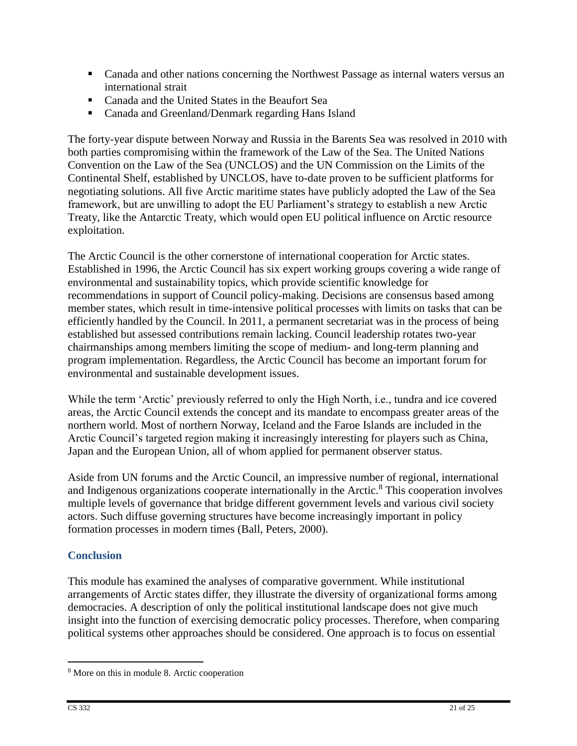- Canada and other nations concerning the Northwest Passage as internal waters versus an international strait
- Canada and the United States in the Beaufort Sea
- Canada and Greenland/Denmark regarding Hans Island

The forty-year dispute between Norway and Russia in the Barents Sea was resolved in 2010 with both parties compromising within the framework of the Law of the Sea. The United Nations Convention on the Law of the Sea (UNCLOS) and the UN Commission on the Limits of the Continental Shelf, established by UNCLOS, have to-date proven to be sufficient platforms for negotiating solutions. All five Arctic maritime states have publicly adopted the Law of the Sea framework, but are unwilling to adopt the EU Parliament's strategy to establish a new Arctic Treaty, like the Antarctic Treaty, which would open EU political influence on Arctic resource exploitation.

The Arctic Council is the other cornerstone of international cooperation for Arctic states. Established in 1996, the Arctic Council has six expert working groups covering a wide range of environmental and sustainability topics, which provide scientific knowledge for recommendations in support of Council policy-making. Decisions are consensus based among member states, which result in time-intensive political processes with limits on tasks that can be efficiently handled by the Council. In 2011, a permanent secretariat was in the process of being established but assessed contributions remain lacking. Council leadership rotates two-year chairmanships among members limiting the scope of medium- and long-term planning and program implementation. Regardless, the Arctic Council has become an important forum for environmental and sustainable development issues.

While the term 'Arctic' previously referred to only the High North, i.e., tundra and ice covered areas, the Arctic Council extends the concept and its mandate to encompass greater areas of the northern world. Most of northern Norway, Iceland and the Faroe Islands are included in the Arctic Council's targeted region making it increasingly interesting for players such as China, Japan and the European Union, all of whom applied for permanent observer status.

Aside from UN forums and the Arctic Council, an impressive number of regional, international and Indigenous organizations cooperate internationally in the Arctic.[8] This cooperation involves multiple levels of governance that bridge different government levels and various civil society actors. Such diffuse governing structures have become increasingly important in policy formation processes in modern times (Ball, Peters, 2000).

## Conclusion

This module has examined the analyses of comparative government. While institutional arrangements of Arctic states differ, they illustrate the diversity of organizational forms among democracies. A description of only the political institutional landscape does not give much insight into the function of exercising democratic policy processes. Therefore, when comparing political systems other approaches should be considered. One approach is to focus on essential

[8] More on this in module 8. Arctic cooperation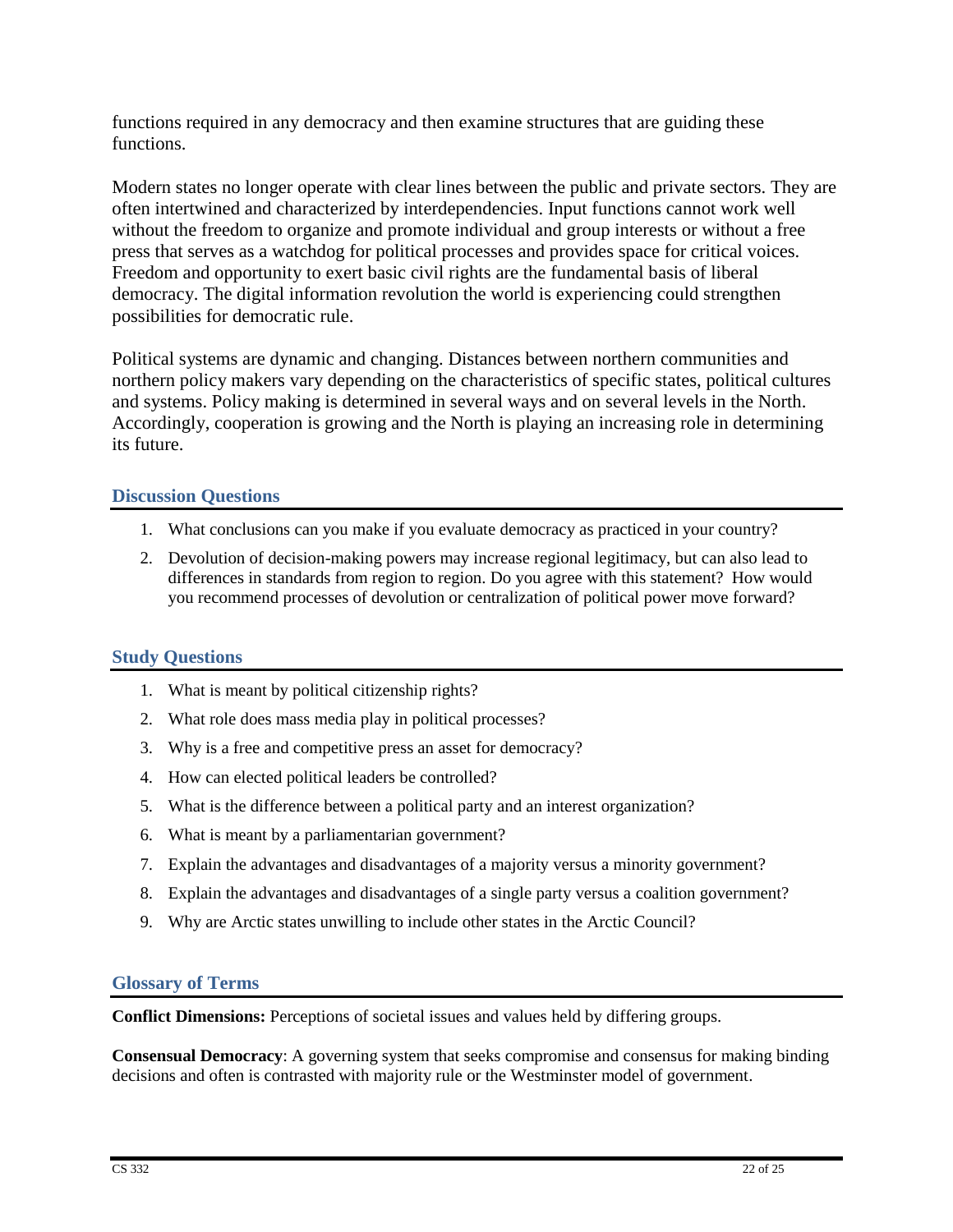functions required in any democracy and then examine structures that are guiding these functions.

Modern states no longer operate with clear lines between the public and private sectors. They are often intertwined and characterized by interdependencies. Input functions cannot work well without the freedom to organize and promote individual and group interests or without a free press that serves as a watchdog for political processes and provides space for critical voices. Freedom and opportunity to exert basic civil rights are the fundamental basis of liberal democracy. The digital information revolution the world is experiencing could strengthen possibilities for democratic rule.

Political systems are dynamic and changing. Distances between northern communities and northern policy makers vary depending on the characteristics of specific states, political cultures and systems. Policy making is determined in several ways and on several levels in the North. Accordingly, cooperation is growing and the North is playing an increasing role in determining its future.

## Discussion Questions

1. What conclusions can you make if you evaluate democracy as practiced in your country?
2. Devolution of decision-making powers may increase regional legitimacy, but can also lead to differences in standards from region to region. Do you agree with this statement? How would you recommend processes of devolution or centralization of political power move forward?

## Study Questions

1. What is meant by political citizenship rights?
2. What role does mass media play in political processes?
3. Why is a free and competitive press an asset for democracy?
4. How can elected political leaders be controlled?
5. What is the difference between a political party and an interest organization?
6. What is meant by a parliamentarian government?
7. Explain the advantages and disadvantages of a majority versus a minority government?
8. Explain the advantages and disadvantages of a single party versus a coalition government?
9. Why are Arctic states unwilling to include other states in the Arctic Council?

## Glossary of Terms

**Conflict Dimensions:** Perceptions of societal issues and values held by differing groups.

**Consensual Democracy**: A governing system that seeks compromise and consensus for making binding decisions and often is contrasted with majority rule or the Westminster model of government.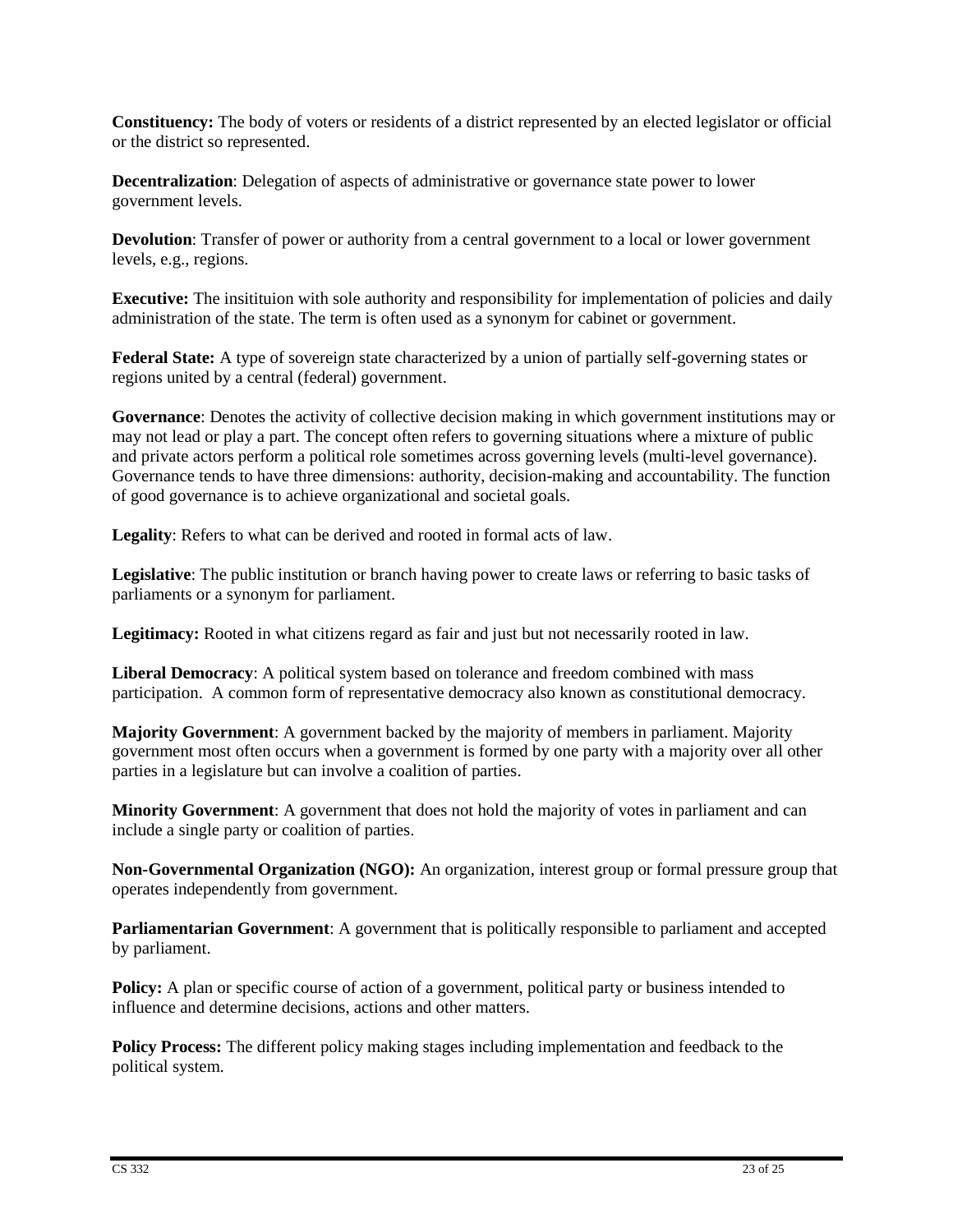**Constituency:** The body of voters or residents of a district represented by an elected legislator or official or the district so represented.

**Decentralization**: Delegation of aspects of administrative or governance state power to lower government levels.

**Devolution**: Transfer of power or authority from a central government to a local or lower government levels, e.g., regions.

**Executive:** The insitituion with sole authority and responsibility for implementation of policies and daily administration of the state. The term is often used as a synonym for cabinet or government.

**Federal State:** A type of sovereign state characterized by a union of partially self-governing states or regions united by a central (federal) government.

**Governance**: Denotes the activity of collective decision making in which government institutions may or may not lead or play a part. The concept often refers to governing situations where a mixture of public and private actors perform a political role sometimes across governing levels (multi-level governance). Governance tends to have three dimensions: authority, decision-making and accountability. The function of good governance is to achieve organizational and societal goals.

**Legality**: Refers to what can be derived and rooted in formal acts of law.

**Legislative**: The public institution or branch having power to create laws or referring to basic tasks of parliaments or a synonym for parliament.

**Legitimacy:** Rooted in what citizens regard as fair and just but not necessarily rooted in law.

**Liberal Democracy**: A political system based on tolerance and freedom combined with mass participation. A common form of representative democracy also known as constitutional democracy.

**Majority Government**: A government backed by the majority of members in parliament. Majority government most often occurs when a government is formed by one party with a majority over all other parties in a legislature but can involve a coalition of parties.

**Minority Government**: A government that does not hold the majority of votes in parliament and can include a single party or coalition of parties.

**Non-Governmental Organization (NGO):** An organization, interest group or formal pressure group that operates independently from government.

**Parliamentarian Government**: A government that is politically responsible to parliament and accepted by parliament.

**Policy:** A plan or specific course of action of a government, political party or business intended to influence and determine decisions, actions and other matters.

**Policy Process:** The different policy making stages including implementation and feedback to the political system.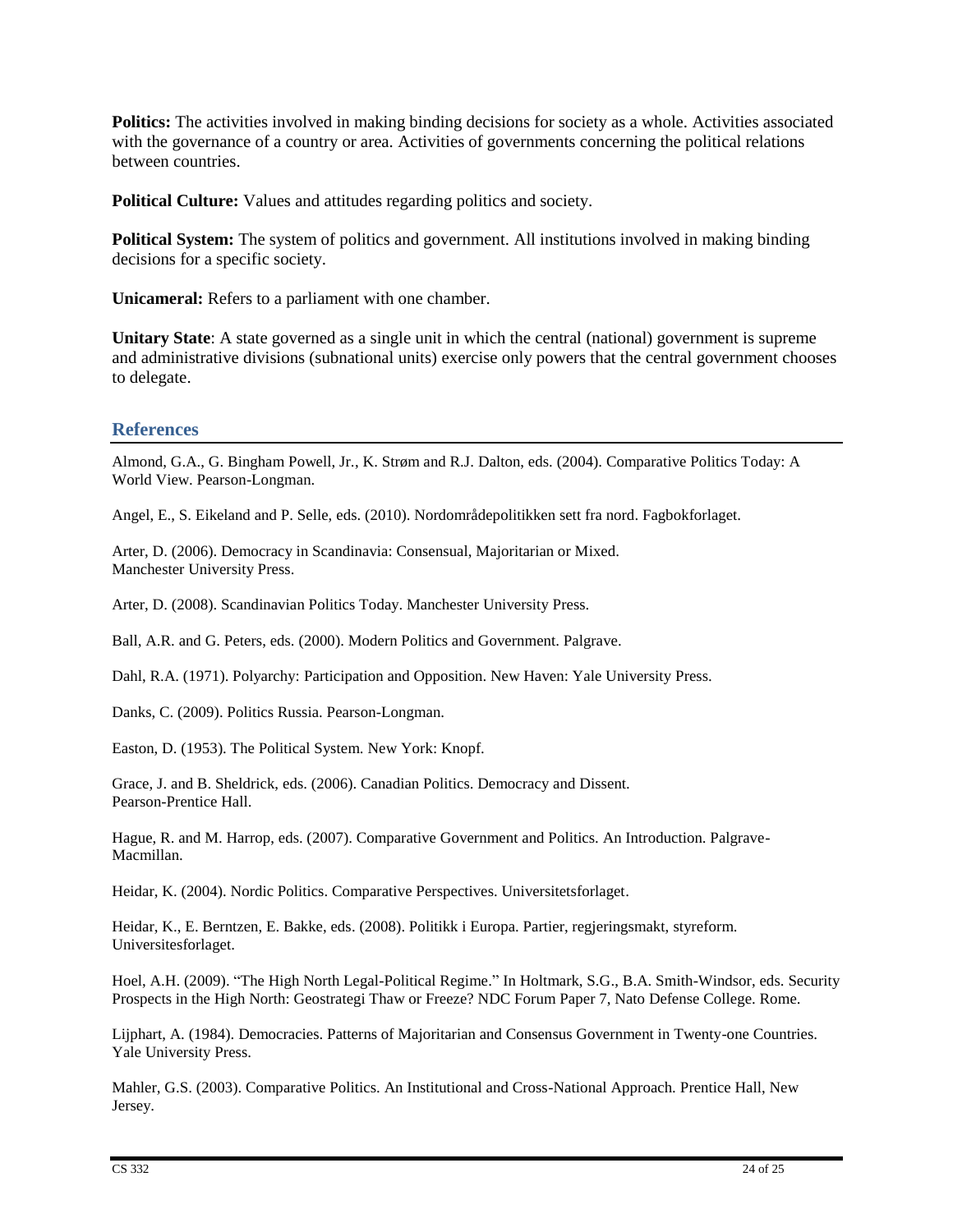**Politics:** The activities involved in making binding decisions for society as a whole. Activities associated with the governance of a country or area. Activities of governments concerning the political relations between countries.

**Political Culture:** Values and attitudes regarding politics and society.

**Political System:** The system of politics and government. All institutions involved in making binding decisions for a specific society.

**Unicameral:** Refers to a parliament with one chamber.

**Unitary State**: A state governed as a single unit in which the central (national) government is supreme and administrative divisions (subnational units) exercise only powers that the central government chooses to delegate.

## References

Almond, G.A., G. Bingham Powell, Jr., K. Strøm and R.J. Dalton, eds. (2004). Comparative Politics Today: A World View. Pearson-Longman.

Angel, E., S. Eikeland and P. Selle, eds. (2010). Nordområdepolitikken sett fra nord. Fagbokforlaget.

Arter, D. (2006). Democracy in Scandinavia: Consensual, Majoritarian or Mixed. Manchester University Press.

Arter, D. (2008). Scandinavian Politics Today. Manchester University Press.

Ball, A.R. and G. Peters, eds. (2000). Modern Politics and Government. Palgrave.

Dahl, R.A. (1971). Polyarchy: Participation and Opposition. New Haven: Yale University Press.

Danks, C. (2009). Politics Russia. Pearson-Longman.

Easton, D. (1953). The Political System. New York: Knopf.

Grace, J. and B. Sheldrick, eds. (2006). Canadian Politics. Democracy and Dissent. Pearson-Prentice Hall.

Hague, R. and M. Harrop, eds. (2007). Comparative Government and Politics. An Introduction. Palgrave-Macmillan.

Heidar, K. (2004). Nordic Politics. Comparative Perspectives. Universitetsforlaget.

Heidar, K., E. Berntzen, E. Bakke, eds. (2008). Politikk i Europa. Partier, regjeringsmakt, styreform. Universitesforlaget.

Hoel, A.H. (2009). "The High North Legal-Political Regime." In Holtmark, S.G., B.A. Smith-Windsor, eds. Security Prospects in the High North: Geostrategi Thaw or Freeze? NDC Forum Paper 7, Nato Defense College. Rome.

Lijphart, A. (1984). Democracies. Patterns of Majoritarian and Consensus Government in Twenty-one Countries. Yale University Press.

Mahler, G.S. (2003). Comparative Politics. An Institutional and Cross-National Approach. Prentice Hall, New Jersey.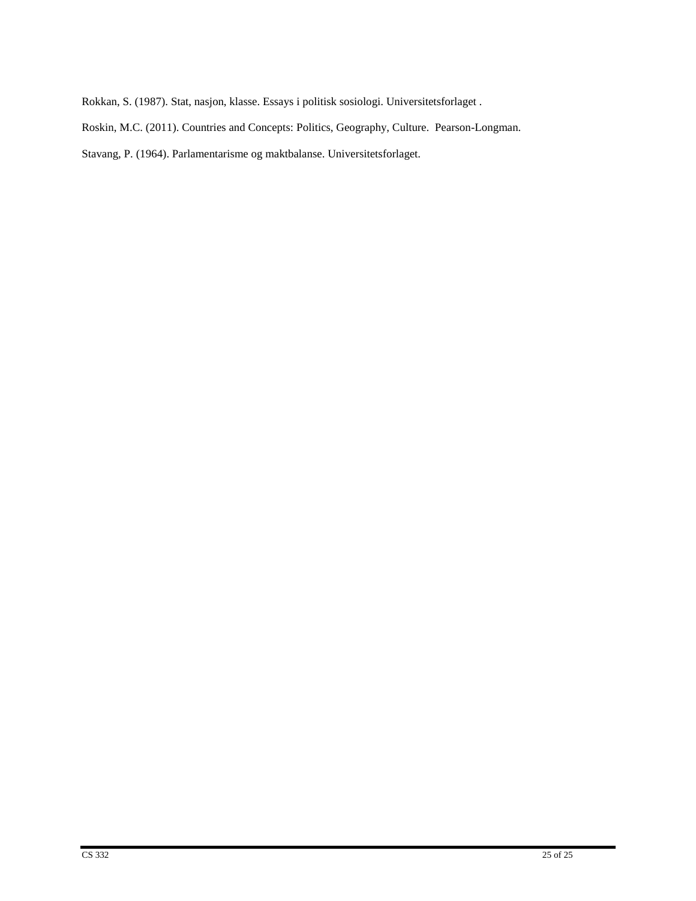Rokkan, S. (1987). Stat, nasjon, klasse. Essays i politisk sosiologi. Universitetsforlaget .

Roskin, M.C. (2011). Countries and Concepts: Politics, Geography, Culture. Pearson-Longman.

Stavang, P. (1964). Parlamentarisme og maktbalanse. Universitetsforlaget.